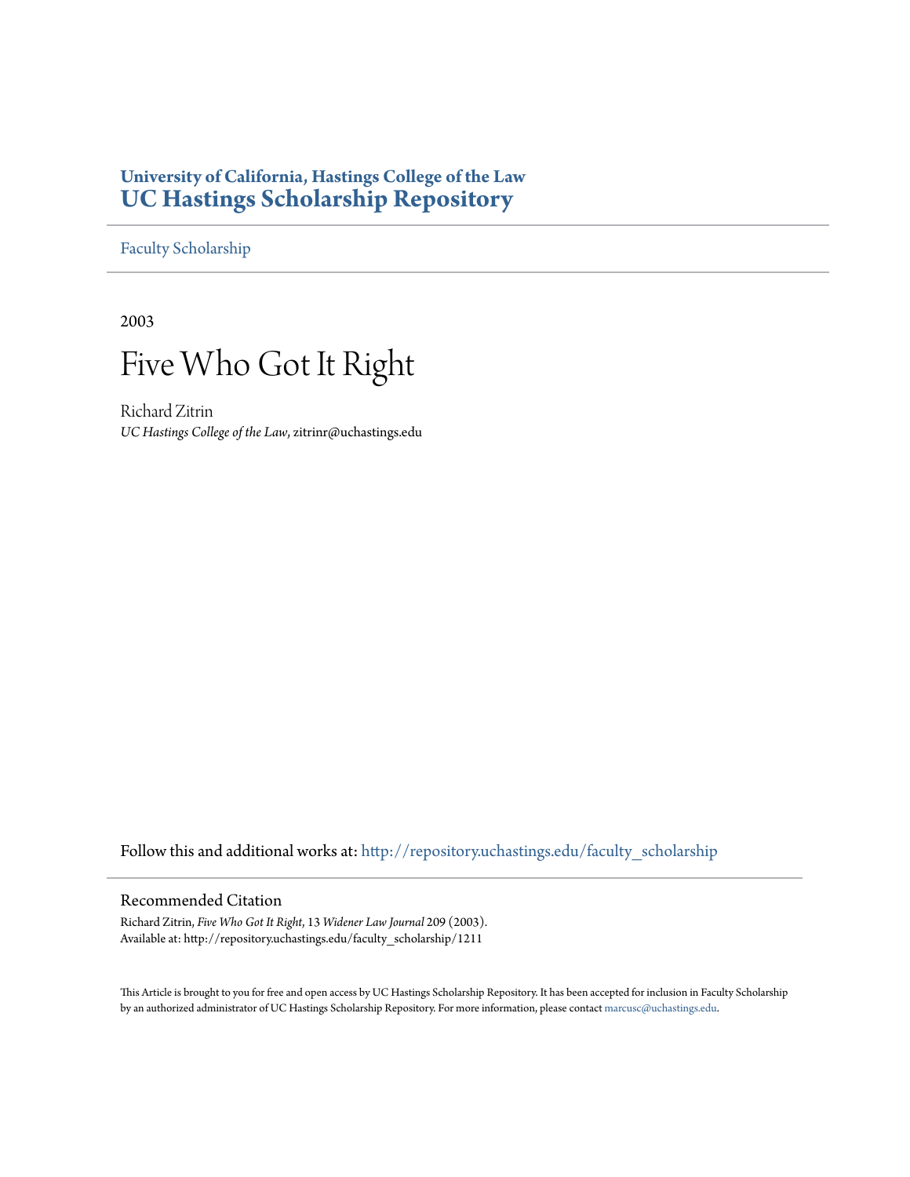University of California, Hastings College of the Law
**UC Hastings Scholarship Repository**

Faculty Scholarship

2003

# Five Who Got It Right

Richard Zitrin
*UC Hastings College of the Law*, zitrinr@uchastings.edu

Follow this and additional works at: http://repository.uchastings.edu/faculty_scholarship

## Recommended Citation

Richard Zitrin, *Five Who Got It Right*, 13 *Widener Law Journal* 209 (2003).
Available at: http://repository.uchastings.edu/faculty_scholarship/1211

This Article is brought to you for free and open access by UC Hastings Scholarship Repository. It has been accepted for inclusion in Faculty Scholarship by an authorized administrator of UC Hastings Scholarship Repository. For more information, please contact marcusc@uchastings.edu.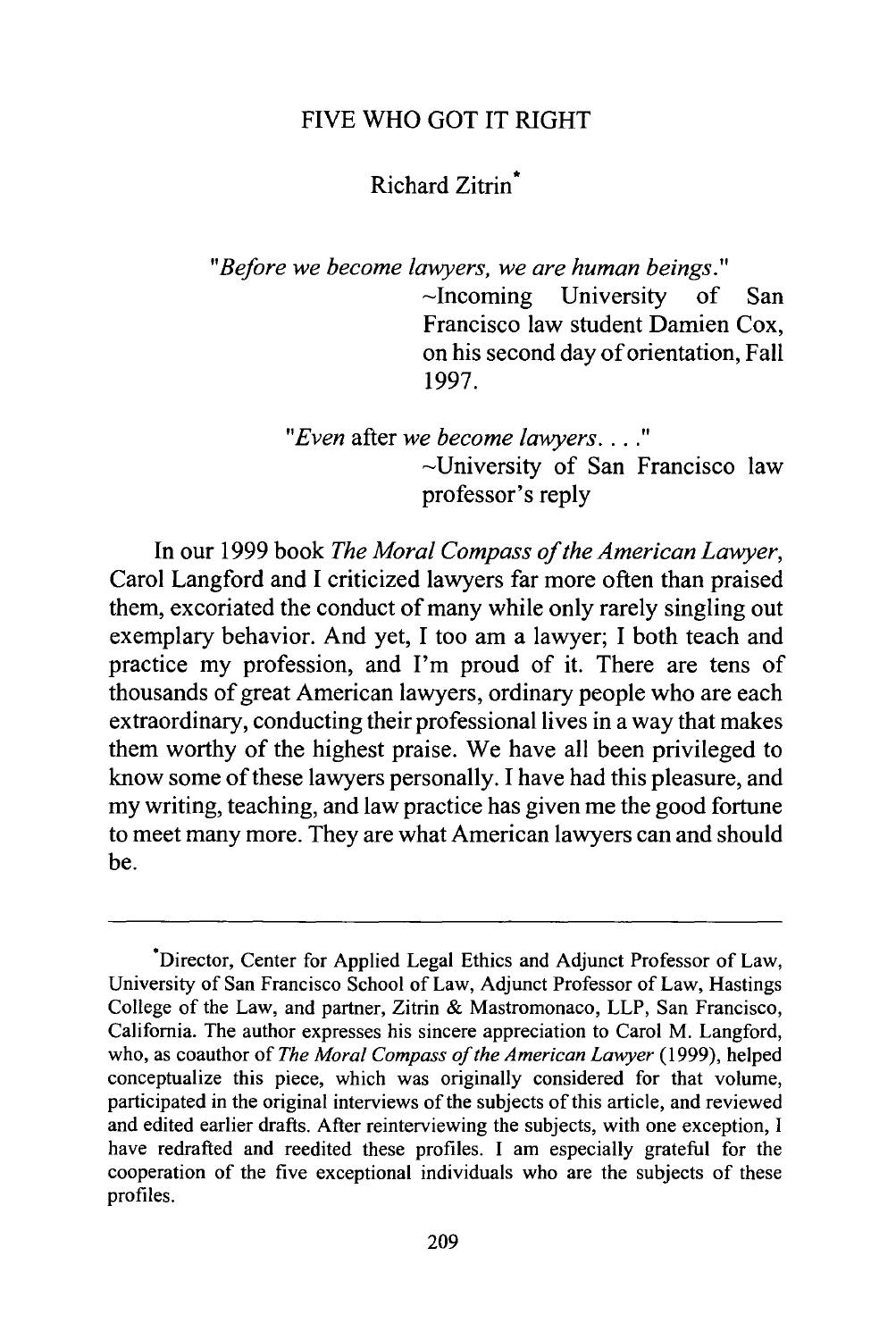# FIVE WHO GOT IT RIGHT

Richard Zitrin[*]

> "*Before we become lawyers, we are human beings.*"
> ~Incoming University of San Francisco law student Damien Cox, on his second day of orientation, Fall 1997.
>
> "*Even* after *we become lawyers. . . .*"
> ~University of San Francisco law professor's reply

In our 1999 book *The Moral Compass of the American Lawyer*, Carol Langford and I criticized lawyers far more often than praised them, excoriated the conduct of many while only rarely singling out exemplary behavior. And yet, I too am a lawyer; I both teach and practice my profession, and I'm proud of it. There are tens of thousands of great American lawyers, ordinary people who are each extraordinary, conducting their professional lives in a way that makes them worthy of the highest praise. We have all been privileged to know some of these lawyers personally. I have had this pleasure, and my writing, teaching, and law practice has given me the good fortune to meet many more. They are what American lawyers can and should be.

---

[*]Director, Center for Applied Legal Ethics and Adjunct Professor of Law, University of San Francisco School of Law, Adjunct Professor of Law, Hastings College of the Law, and partner, Zitrin & Mastromonaco, LLP, San Francisco, California. The author expresses his sincere appreciation to Carol M. Langford, who, as coauthor of *The Moral Compass of the American Lawyer* (1999), helped conceptualize this piece, which was originally considered for that volume, participated in the original interviews of the subjects of this article, and reviewed and edited earlier drafts. After reinterviewing the subjects, with one exception, I have redrafted and reedited these profiles. I am especially grateful for the cooperation of the five exceptional individuals who are the subjects of these profiles.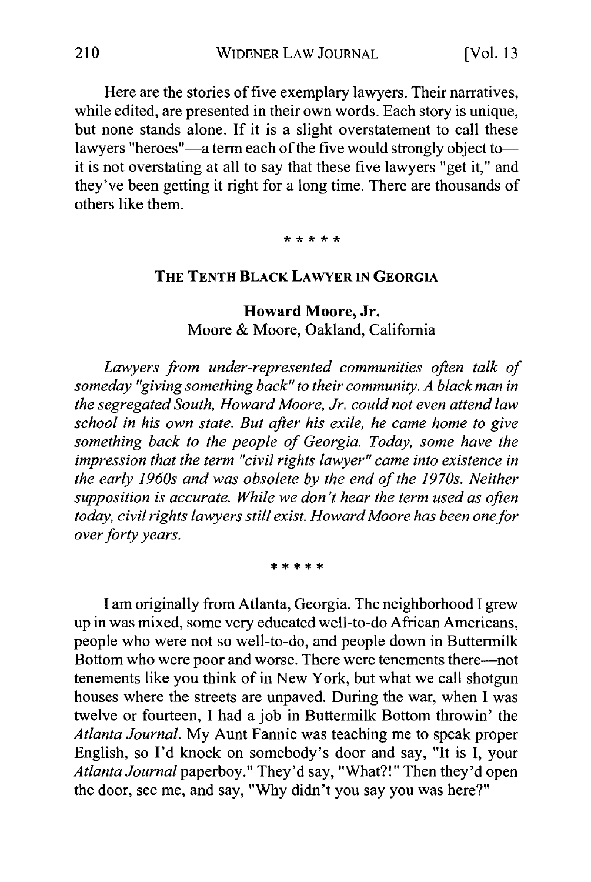Here are the stories of five exemplary lawyers. Their narratives, while edited, are presented in their own words. Each story is unique, but none stands alone. If it is a slight overstatement to call these lawyers "heroes"—a term each of the five would strongly object to—it is not overstating at all to say that these five lawyers "get it," and they've been getting it right for a long time. There are thousands of others like them.

\* \* \* \* \*

## THE TENTH BLACK LAWYER IN GEORGIA

**Howard Moore, Jr.**
Moore & Moore, Oakland, California

*Lawyers from under-represented communities often talk of someday "giving something back" to their community. A black man in the segregated South, Howard Moore, Jr. could not even attend law school in his own state. But after his exile, he came home to give something back to the people of Georgia. Today, some have the impression that the term "civil rights lawyer" came into existence in the early 1960s and was obsolete by the end of the 1970s. Neither supposition is accurate. While we don't hear the term used as often today, civil rights lawyers still exist. Howard Moore has been one for over forty years.*

\* \* \* \* \*

I am originally from Atlanta, Georgia. The neighborhood I grew up in was mixed, some very educated well-to-do African Americans, people who were not so well-to-do, and people down in Buttermilk Bottom who were poor and worse. There were tenements there—not tenements like you think of in New York, but what we call shotgun houses where the streets are unpaved. During the war, when I was twelve or fourteen, I had a job in Buttermilk Bottom throwin' the *Atlanta Journal*. My Aunt Fannie was teaching me to speak proper English, so I'd knock on somebody's door and say, "It is I, your *Atlanta Journal* paperboy." They'd say, "What?!" Then they'd open the door, see me, and say, "Why didn't you say you was here?"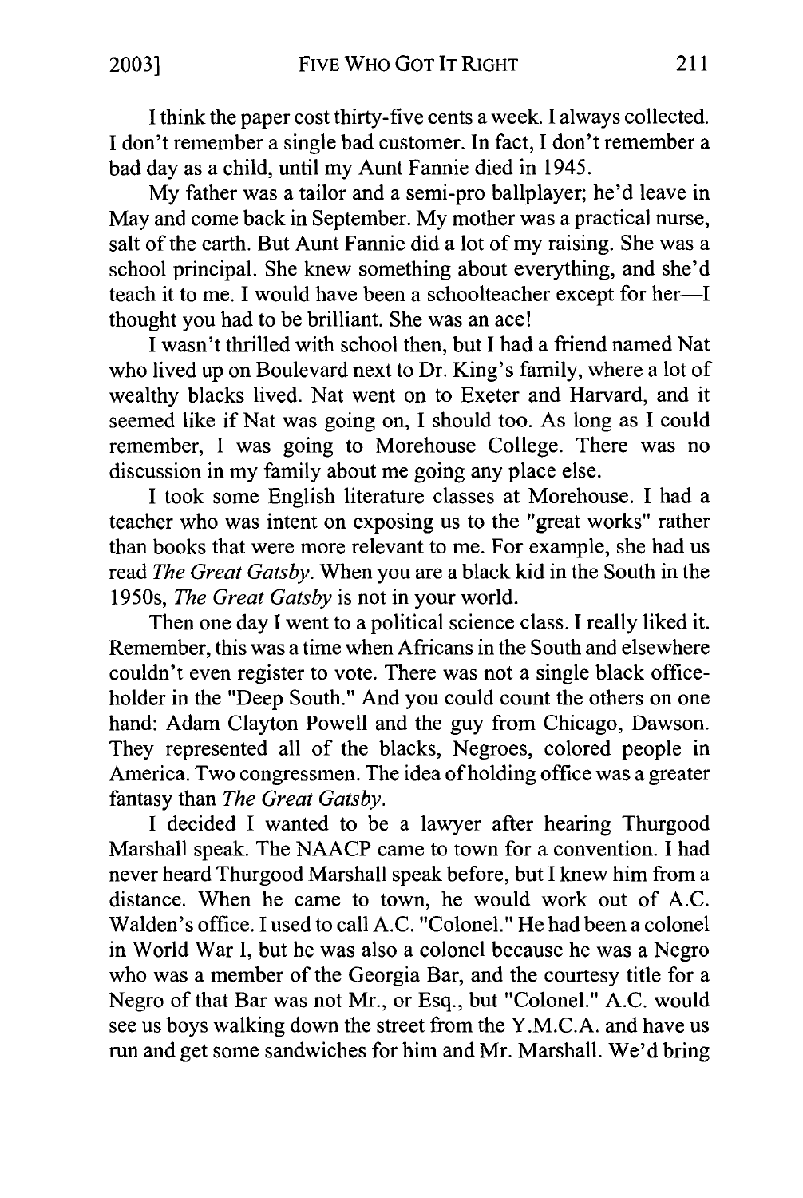I think the paper cost thirty-five cents a week. I always collected. I don't remember a single bad customer. In fact, I don't remember a bad day as a child, until my Aunt Fannie died in 1945.

My father was a tailor and a semi-pro ballplayer; he'd leave in May and come back in September. My mother was a practical nurse, salt of the earth. But Aunt Fannie did a lot of my raising. She was a school principal. She knew something about everything, and she'd teach it to me. I would have been a schoolteacher except for her—I thought you had to be brilliant. She was an ace!

I wasn't thrilled with school then, but I had a friend named Nat who lived up on Boulevard next to Dr. King's family, where a lot of wealthy blacks lived. Nat went on to Exeter and Harvard, and it seemed like if Nat was going on, I should too. As long as I could remember, I was going to Morehouse College. There was no discussion in my family about me going any place else.

I took some English literature classes at Morehouse. I had a teacher who was intent on exposing us to the "great works" rather than books that were more relevant to me. For example, she had us read *The Great Gatsby*. When you are a black kid in the South in the 1950s, *The Great Gatsby* is not in your world.

Then one day I went to a political science class. I really liked it. Remember, this was a time when Africans in the South and elsewhere couldn't even register to vote. There was not a single black office-holder in the "Deep South." And you could count the others on one hand: Adam Clayton Powell and the guy from Chicago, Dawson. They represented all of the blacks, Negroes, colored people in America. Two congressmen. The idea of holding office was a greater fantasy than *The Great Gatsby*.

I decided I wanted to be a lawyer after hearing Thurgood Marshall speak. The NAACP came to town for a convention. I had never heard Thurgood Marshall speak before, but I knew him from a distance. When he came to town, he would work out of A.C. Walden's office. I used to call A.C. "Colonel." He had been a colonel in World War I, but he was also a colonel because he was a Negro who was a member of the Georgia Bar, and the courtesy title for a Negro of that Bar was not Mr., or Esq., but "Colonel." A.C. would see us boys walking down the street from the Y.M.C.A. and have us run and get some sandwiches for him and Mr. Marshall. We'd bring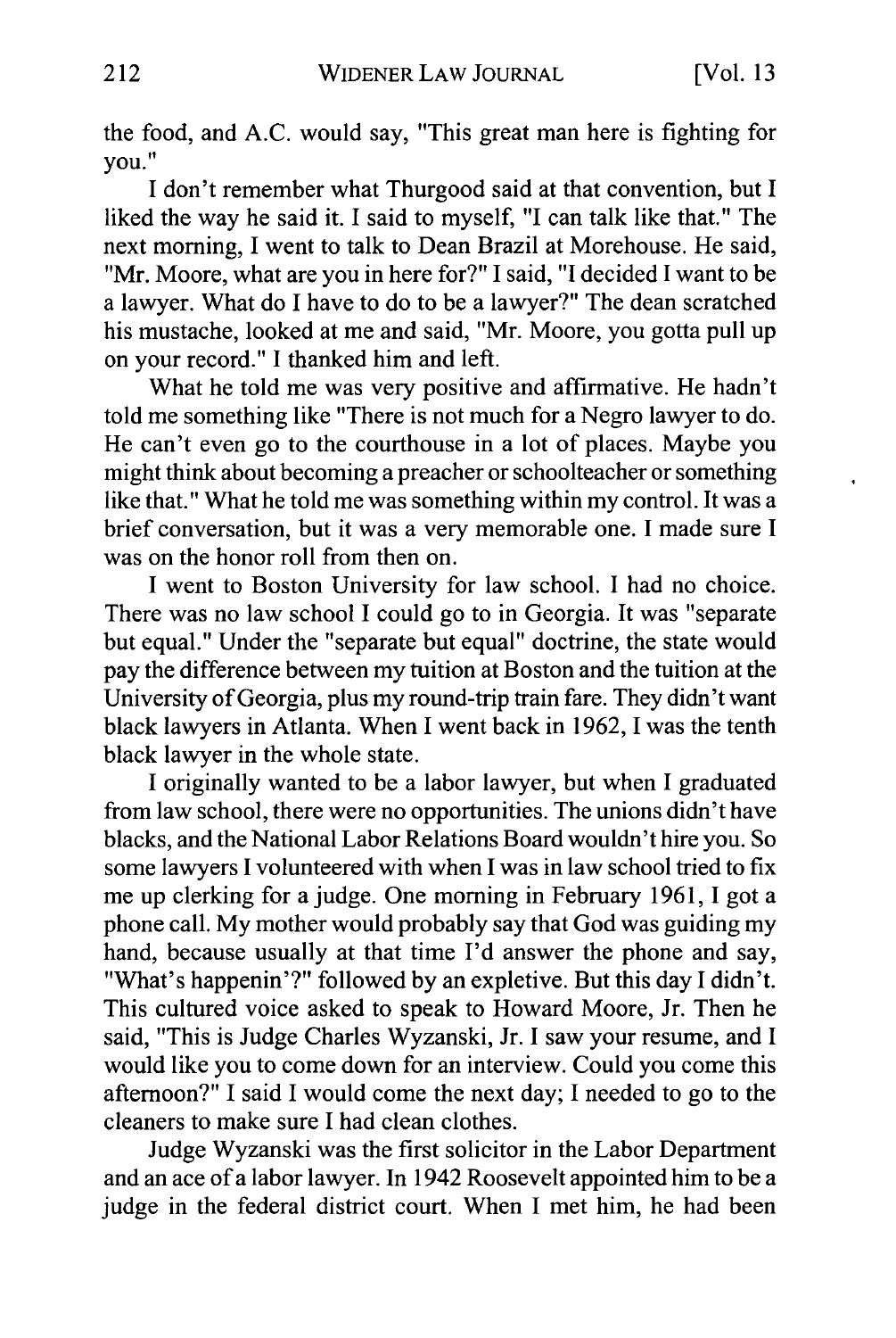the food, and A.C. would say, "This great man here is fighting for you."

I don't remember what Thurgood said at that convention, but I liked the way he said it. I said to myself, "I can talk like that." The next morning, I went to talk to Dean Brazil at Morehouse. He said, "Mr. Moore, what are you in here for?" I said, "I decided I want to be a lawyer. What do I have to do to be a lawyer?" The dean scratched his mustache, looked at me and said, "Mr. Moore, you gotta pull up on your record." I thanked him and left.

What he told me was very positive and affirmative. He hadn't told me something like "There is not much for a Negro lawyer to do. He can't even go to the courthouse in a lot of places. Maybe you might think about becoming a preacher or schoolteacher or something like that." What he told me was something within my control. It was a brief conversation, but it was a very memorable one. I made sure I was on the honor roll from then on.

I went to Boston University for law school. I had no choice. There was no law school I could go to in Georgia. It was "separate but equal." Under the "separate but equal" doctrine, the state would pay the difference between my tuition at Boston and the tuition at the University of Georgia, plus my round-trip train fare. They didn't want black lawyers in Atlanta. When I went back in 1962, I was the tenth black lawyer in the whole state.

I originally wanted to be a labor lawyer, but when I graduated from law school, there were no opportunities. The unions didn't have blacks, and the National Labor Relations Board wouldn't hire you. So some lawyers I volunteered with when I was in law school tried to fix me up clerking for a judge. One morning in February 1961, I got a phone call. My mother would probably say that God was guiding my hand, because usually at that time I'd answer the phone and say, "What's happenin'?" followed by an expletive. But this day I didn't. This cultured voice asked to speak to Howard Moore, Jr. Then he said, "This is Judge Charles Wyzanski, Jr. I saw your resume, and I would like you to come down for an interview. Could you come this afternoon?" I said I would come the next day; I needed to go to the cleaners to make sure I had clean clothes.

Judge Wyzanski was the first solicitor in the Labor Department and an ace of a labor lawyer. In 1942 Roosevelt appointed him to be a judge in the federal district court. When I met him, he had been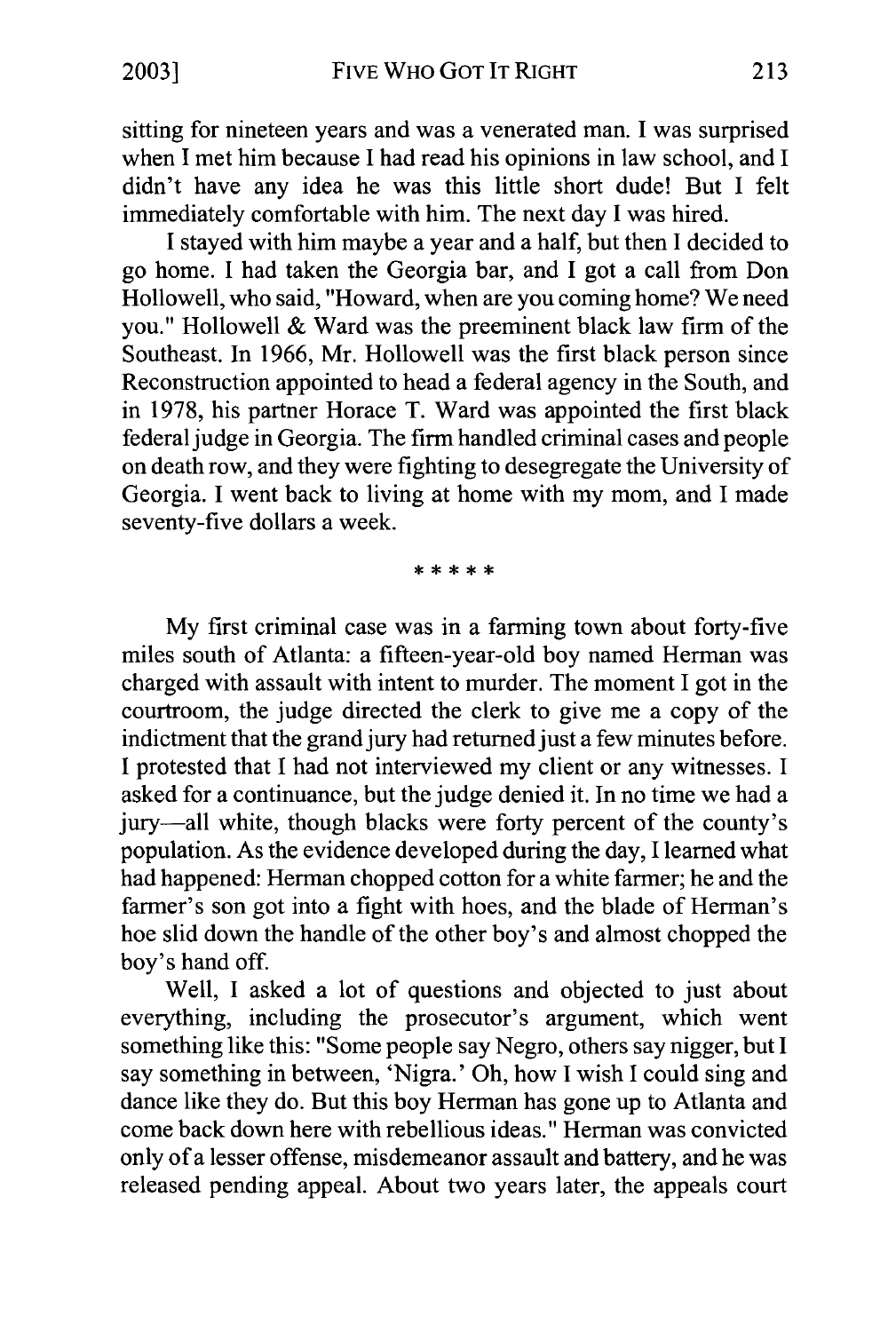sitting for nineteen years and was a venerated man. I was surprised when I met him because I had read his opinions in law school, and I didn't have any idea he was this little short dude! But I felt immediately comfortable with him. The next day I was hired.

I stayed with him maybe a year and a half, but then I decided to go home. I had taken the Georgia bar, and I got a call from Don Hollowell, who said, "Howard, when are you coming home? We need you." Hollowell & Ward was the preeminent black law firm of the Southeast. In 1966, Mr. Hollowell was the first black person since Reconstruction appointed to head a federal agency in the South, and in 1978, his partner Horace T. Ward was appointed the first black federal judge in Georgia. The firm handled criminal cases and people on death row, and they were fighting to desegregate the University of Georgia. I went back to living at home with my mom, and I made seventy-five dollars a week.

\* \* \* \* \*

My first criminal case was in a farming town about forty-five miles south of Atlanta: a fifteen-year-old boy named Herman was charged with assault with intent to murder. The moment I got in the courtroom, the judge directed the clerk to give me a copy of the indictment that the grand jury had returned just a few minutes before. I protested that I had not interviewed my client or any witnesses. I asked for a continuance, but the judge denied it. In no time we had a jury—all white, though blacks were forty percent of the county's population. As the evidence developed during the day, I learned what had happened: Herman chopped cotton for a white farmer; he and the farmer's son got into a fight with hoes, and the blade of Herman's hoe slid down the handle of the other boy's and almost chopped the boy's hand off.

Well, I asked a lot of questions and objected to just about everything, including the prosecutor's argument, which went something like this: "Some people say Negro, others say nigger, but I say something in between, 'Nigra.' Oh, how I wish I could sing and dance like they do. But this boy Herman has gone up to Atlanta and come back down here with rebellious ideas." Herman was convicted only of a lesser offense, misdemeanor assault and battery, and he was released pending appeal. About two years later, the appeals court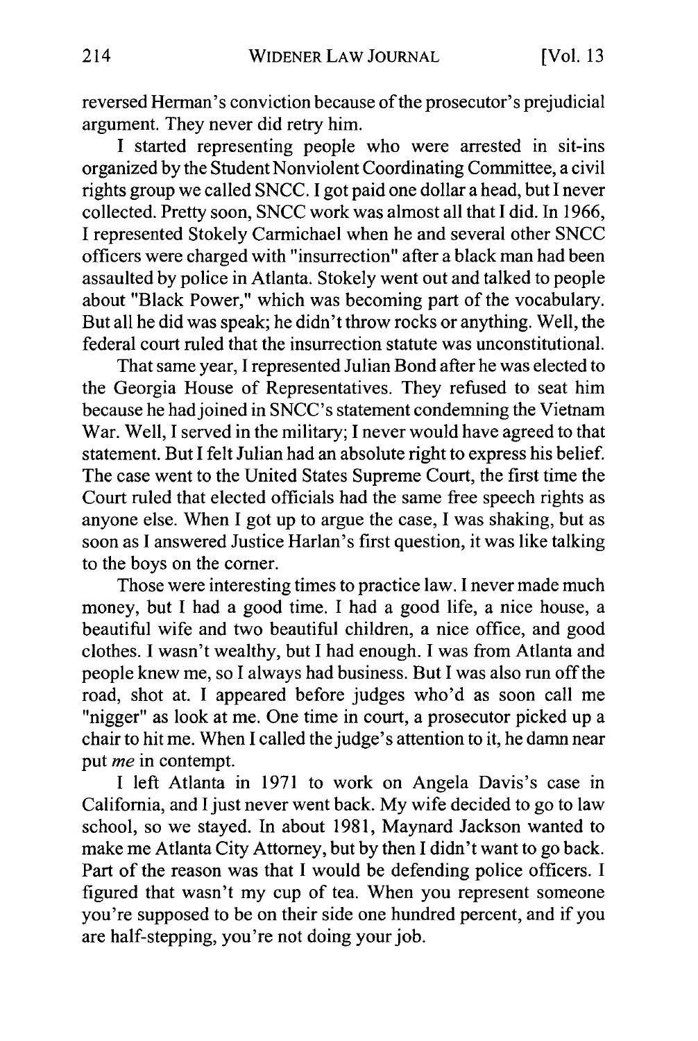reversed Herman's conviction because of the prosecutor's prejudicial argument. They never did retry him.

I started representing people who were arrested in sit-ins organized by the Student Nonviolent Coordinating Committee, a civil rights group we called SNCC. I got paid one dollar a head, but I never collected. Pretty soon, SNCC work was almost all that I did. In 1966, I represented Stokely Carmichael when he and several other SNCC officers were charged with "insurrection" after a black man had been assaulted by police in Atlanta. Stokely went out and talked to people about "Black Power," which was becoming part of the vocabulary. But all he did was speak; he didn't throw rocks or anything. Well, the federal court ruled that the insurrection statute was unconstitutional.

That same year, I represented Julian Bond after he was elected to the Georgia House of Representatives. They refused to seat him because he had joined in SNCC's statement condemning the Vietnam War. Well, I served in the military; I never would have agreed to that statement. But I felt Julian had an absolute right to express his belief. The case went to the United States Supreme Court, the first time the Court ruled that elected officials had the same free speech rights as anyone else. When I got up to argue the case, I was shaking, but as soon as I answered Justice Harlan's first question, it was like talking to the boys on the corner.

Those were interesting times to practice law. I never made much money, but I had a good time. I had a good life, a nice house, a beautiful wife and two beautiful children, a nice office, and good clothes. I wasn't wealthy, but I had enough. I was from Atlanta and people knew me, so I always had business. But I was also run off the road, shot at. I appeared before judges who'd as soon call me "nigger" as look at me. One time in court, a prosecutor picked up a chair to hit me. When I called the judge's attention to it, he damn near put *me* in contempt.

I left Atlanta in 1971 to work on Angela Davis's case in California, and I just never went back. My wife decided to go to law school, so we stayed. In about 1981, Maynard Jackson wanted to make me Atlanta City Attorney, but by then I didn't want to go back. Part of the reason was that I would be defending police officers. I figured that wasn't my cup of tea. When you represent someone you're supposed to be on their side one hundred percent, and if you are half-stepping, you're not doing your job.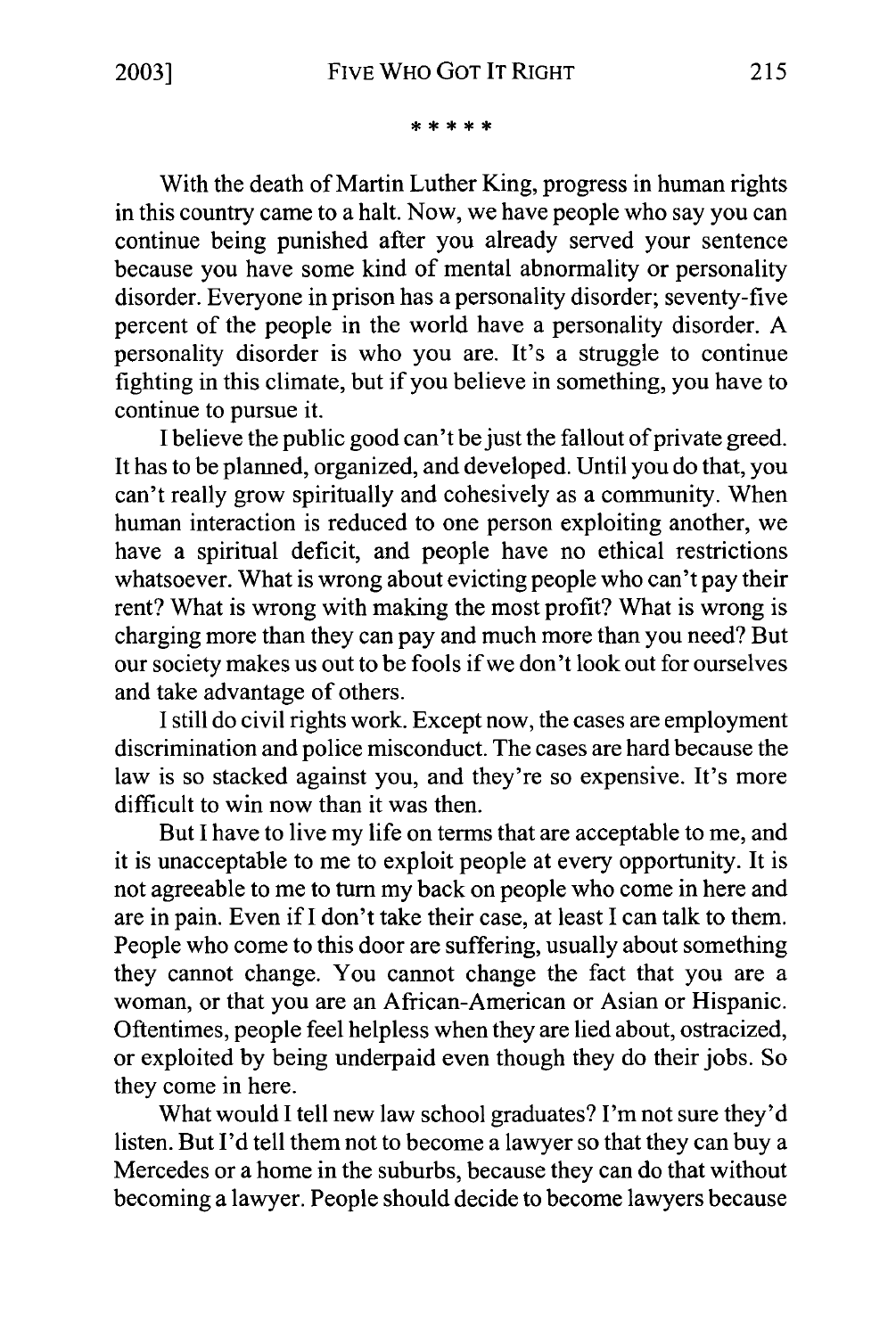\* \* \* \* \*

With the death of Martin Luther King, progress in human rights in this country came to a halt. Now, we have people who say you can continue being punished after you already served your sentence because you have some kind of mental abnormality or personality disorder. Everyone in prison has a personality disorder; seventy-five percent of the people in the world have a personality disorder. A personality disorder is who you are. It's a struggle to continue fighting in this climate, but if you believe in something, you have to continue to pursue it.

I believe the public good can't be just the fallout of private greed. It has to be planned, organized, and developed. Until you do that, you can't really grow spiritually and cohesively as a community. When human interaction is reduced to one person exploiting another, we have a spiritual deficit, and people have no ethical restrictions whatsoever. What is wrong about evicting people who can't pay their rent? What is wrong with making the most profit? What is wrong is charging more than they can pay and much more than you need? But our society makes us out to be fools if we don't look out for ourselves and take advantage of others.

I still do civil rights work. Except now, the cases are employment discrimination and police misconduct. The cases are hard because the law is so stacked against you, and they're so expensive. It's more difficult to win now than it was then.

But I have to live my life on terms that are acceptable to me, and it is unacceptable to me to exploit people at every opportunity. It is not agreeable to me to turn my back on people who come in here and are in pain. Even if I don't take their case, at least I can talk to them. People who come to this door are suffering, usually about something they cannot change. You cannot change the fact that you are a woman, or that you are an African-American or Asian or Hispanic. Oftentimes, people feel helpless when they are lied about, ostracized, or exploited by being underpaid even though they do their jobs. So they come in here.

What would I tell new law school graduates? I'm not sure they'd listen. But I'd tell them not to become a lawyer so that they can buy a Mercedes or a home in the suburbs, because they can do that without becoming a lawyer. People should decide to become lawyers because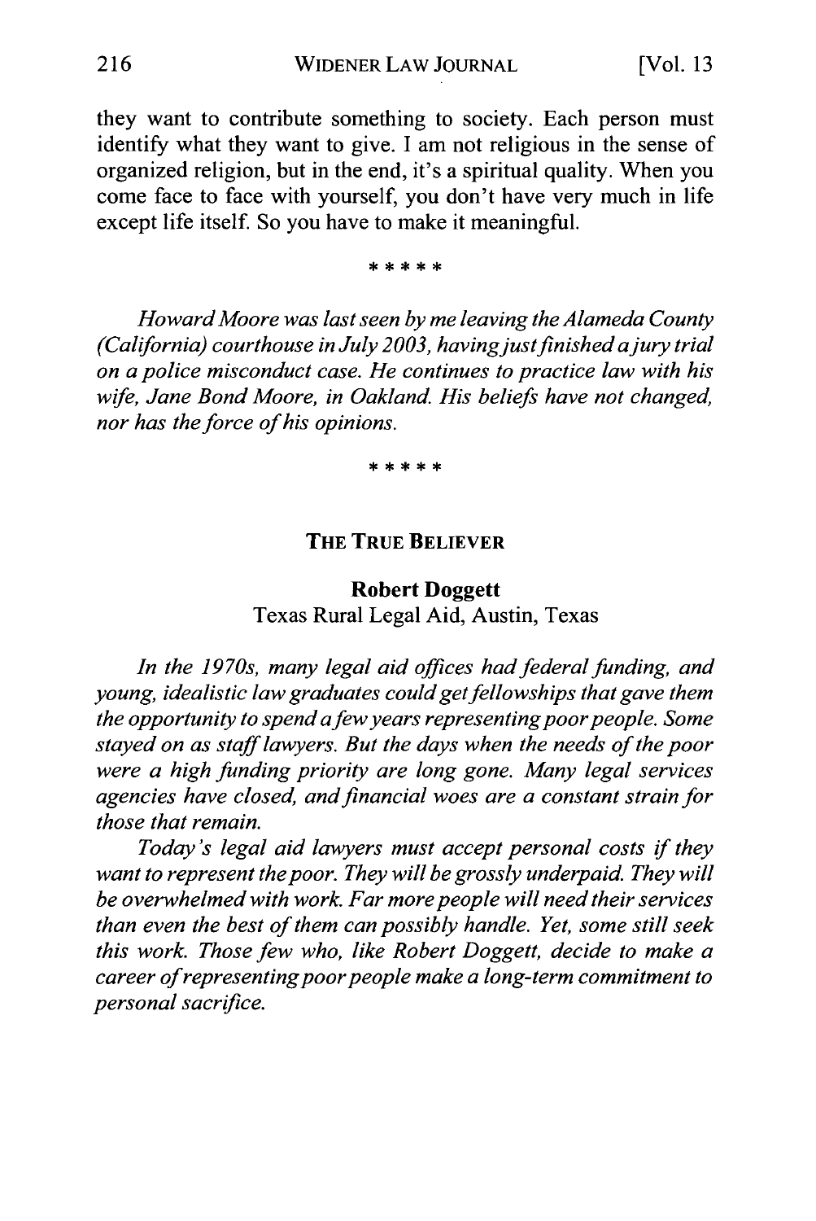they want to contribute something to society. Each person must identify what they want to give. I am not religious in the sense of organized religion, but in the end, it's a spiritual quality. When you come face to face with yourself, you don't have very much in life except life itself. So you have to make it meaningful.

\* \* \* \* \*

*Howard Moore was last seen by me leaving the Alameda County (California) courthouse in July 2003, having just finished a jury trial on a police misconduct case. He continues to practice law with his wife, Jane Bond Moore, in Oakland. His beliefs have not changed, nor has the force of his opinions.*

\* \* \* \* \*

## THE TRUE BELIEVER

**Robert Doggett**
Texas Rural Legal Aid, Austin, Texas

*In the 1970s, many legal aid offices had federal funding, and young, idealistic law graduates could get fellowships that gave them the opportunity to spend a few years representing poor people. Some stayed on as staff lawyers. But the days when the needs of the poor were a high funding priority are long gone. Many legal services agencies have closed, and financial woes are a constant strain for those that remain.*

*Today's legal aid lawyers must accept personal costs if they want to represent the poor. They will be grossly underpaid. They will be overwhelmed with work. Far more people will need their services than even the best of them can possibly handle. Yet, some still seek this work. Those few who, like Robert Doggett, decide to make a career of representing poor people make a long-term commitment to personal sacrifice.*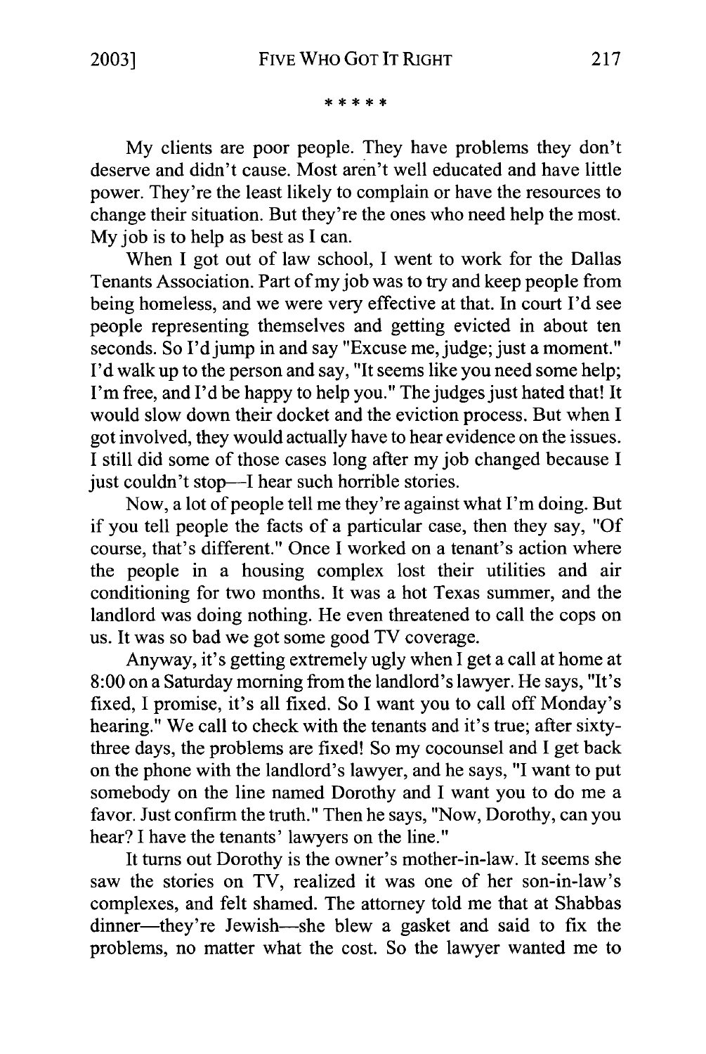\* \* \* \* \*

My clients are poor people. They have problems they don't deserve and didn't cause. Most aren't well educated and have little power. They're the least likely to complain or have the resources to change their situation. But they're the ones who need help the most. My job is to help as best as I can.

When I got out of law school, I went to work for the Dallas Tenants Association. Part of my job was to try and keep people from being homeless, and we were very effective at that. In court I'd see people representing themselves and getting evicted in about ten seconds. So I'd jump in and say "Excuse me, judge; just a moment." I'd walk up to the person and say, "It seems like you need some help; I'm free, and I'd be happy to help you." The judges just hated that! It would slow down their docket and the eviction process. But when I got involved, they would actually have to hear evidence on the issues. I still did some of those cases long after my job changed because I just couldn't stop—I hear such horrible stories.

Now, a lot of people tell me they're against what I'm doing. But if you tell people the facts of a particular case, then they say, "Of course, that's different." Once I worked on a tenant's action where the people in a housing complex lost their utilities and air conditioning for two months. It was a hot Texas summer, and the landlord was doing nothing. He even threatened to call the cops on us. It was so bad we got some good TV coverage.

Anyway, it's getting extremely ugly when I get a call at home at 8:00 on a Saturday morning from the landlord's lawyer. He says, "It's fixed, I promise, it's all fixed. So I want you to call off Monday's hearing." We call to check with the tenants and it's true; after sixty-three days, the problems are fixed! So my cocounsel and I get back on the phone with the landlord's lawyer, and he says, "I want to put somebody on the line named Dorothy and I want you to do me a favor. Just confirm the truth." Then he says, "Now, Dorothy, can you hear? I have the tenants' lawyers on the line."

It turns out Dorothy is the owner's mother-in-law. It seems she saw the stories on TV, realized it was one of her son-in-law's complexes, and felt shamed. The attorney told me that at Shabbas dinner—they're Jewish—she blew a gasket and said to fix the problems, no matter what the cost. So the lawyer wanted me to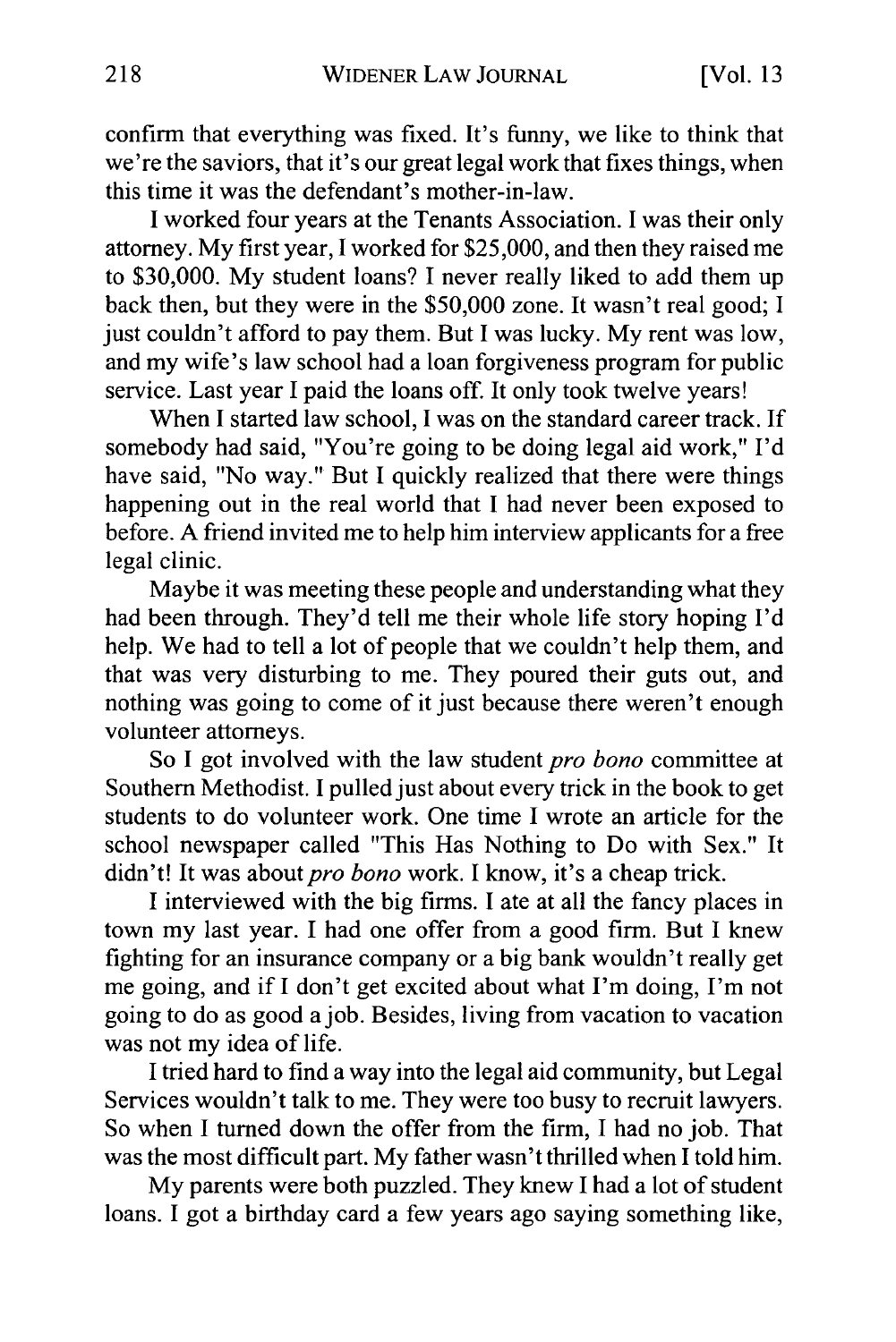confirm that everything was fixed. It's funny, we like to think that we're the saviors, that it's our great legal work that fixes things, when this time it was the defendant's mother-in-law.

I worked four years at the Tenants Association. I was their only attorney. My first year, I worked for $25,000, and then they raised me to $30,000. My student loans? I never really liked to add them up back then, but they were in the $50,000 zone. It wasn't real good; I just couldn't afford to pay them. But I was lucky. My rent was low, and my wife's law school had a loan forgiveness program for public service. Last year I paid the loans off. It only took twelve years!

When I started law school, I was on the standard career track. If somebody had said, "You're going to be doing legal aid work," I'd have said, "No way." But I quickly realized that there were things happening out in the real world that I had never been exposed to before. A friend invited me to help him interview applicants for a free legal clinic.

Maybe it was meeting these people and understanding what they had been through. They'd tell me their whole life story hoping I'd help. We had to tell a lot of people that we couldn't help them, and that was very disturbing to me. They poured their guts out, and nothing was going to come of it just because there weren't enough volunteer attorneys.

So I got involved with the law student *pro bono* committee at Southern Methodist. I pulled just about every trick in the book to get students to do volunteer work. One time I wrote an article for the school newspaper called "This Has Nothing to Do with Sex." It didn't! It was about *pro bono* work. I know, it's a cheap trick.

I interviewed with the big firms. I ate at all the fancy places in town my last year. I had one offer from a good firm. But I knew fighting for an insurance company or a big bank wouldn't really get me going, and if I don't get excited about what I'm doing, I'm not going to do as good a job. Besides, living from vacation to vacation was not my idea of life.

I tried hard to find a way into the legal aid community, but Legal Services wouldn't talk to me. They were too busy to recruit lawyers. So when I turned down the offer from the firm, I had no job. That was the most difficult part. My father wasn't thrilled when I told him.

My parents were both puzzled. They knew I had a lot of student loans. I got a birthday card a few years ago saying something like,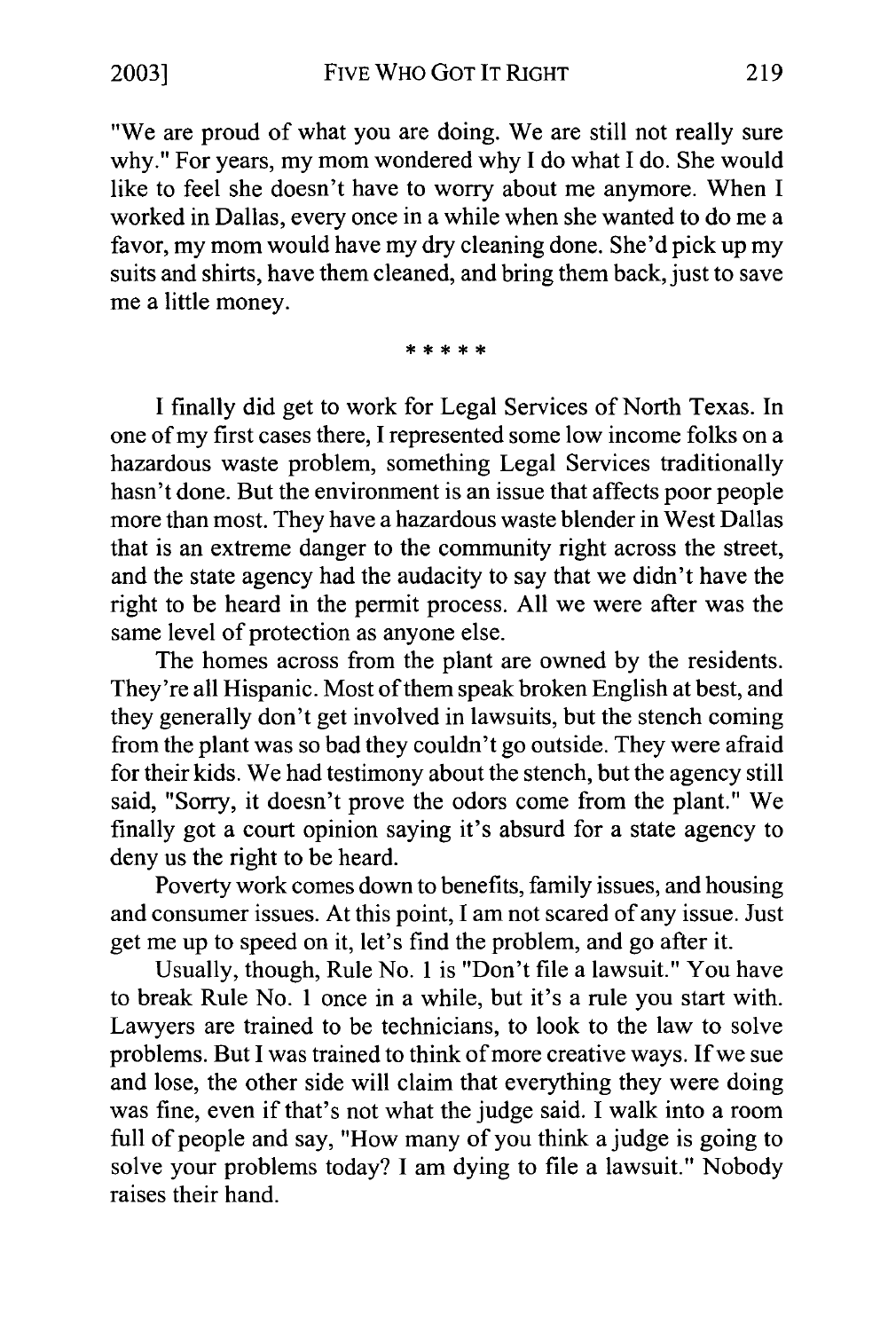"We are proud of what you are doing. We are still not really sure why." For years, my mom wondered why I do what I do. She would like to feel she doesn't have to worry about me anymore. When I worked in Dallas, every once in a while when she wanted to do me a favor, my mom would have my dry cleaning done. She'd pick up my suits and shirts, have them cleaned, and bring them back, just to save me a little money.

\* \* \* \* \*

I finally did get to work for Legal Services of North Texas. In one of my first cases there, I represented some low income folks on a hazardous waste problem, something Legal Services traditionally hasn't done. But the environment is an issue that affects poor people more than most. They have a hazardous waste blender in West Dallas that is an extreme danger to the community right across the street, and the state agency had the audacity to say that we didn't have the right to be heard in the permit process. All we were after was the same level of protection as anyone else.

The homes across from the plant are owned by the residents. They're all Hispanic. Most of them speak broken English at best, and they generally don't get involved in lawsuits, but the stench coming from the plant was so bad they couldn't go outside. They were afraid for their kids. We had testimony about the stench, but the agency still said, "Sorry, it doesn't prove the odors come from the plant." We finally got a court opinion saying it's absurd for a state agency to deny us the right to be heard.

Poverty work comes down to benefits, family issues, and housing and consumer issues. At this point, I am not scared of any issue. Just get me up to speed on it, let's find the problem, and go after it.

Usually, though, Rule No. 1 is "Don't file a lawsuit." You have to break Rule No. 1 once in a while, but it's a rule you start with. Lawyers are trained to be technicians, to look to the law to solve problems. But I was trained to think of more creative ways. If we sue and lose, the other side will claim that everything they were doing was fine, even if that's not what the judge said. I walk into a room full of people and say, "How many of you think a judge is going to solve your problems today? I am dying to file a lawsuit." Nobody raises their hand.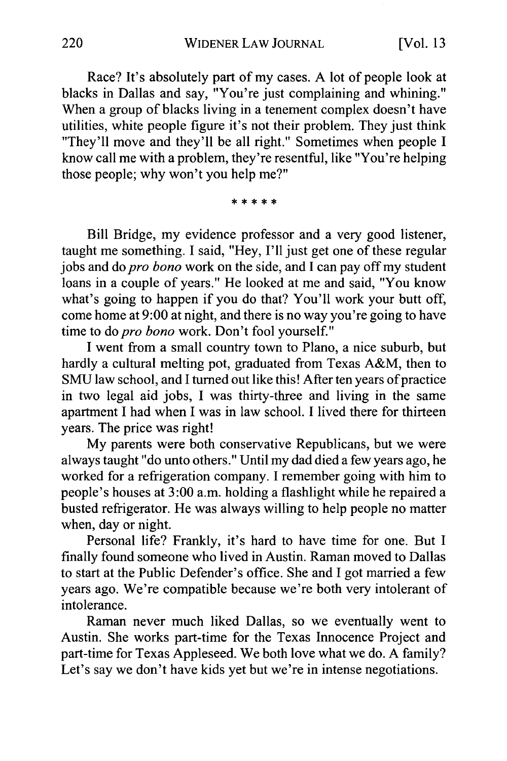Race? It's absolutely part of my cases. A lot of people look at blacks in Dallas and say, "You're just complaining and whining." When a group of blacks living in a tenement complex doesn't have utilities, white people figure it's not their problem. They just think "They'll move and they'll be all right." Sometimes when people I know call me with a problem, they're resentful, like "You're helping those people; why won't you help me?"

\* \* \* \* \*

Bill Bridge, my evidence professor and a very good listener, taught me something. I said, "Hey, I'll just get one of these regular jobs and do *pro bono* work on the side, and I can pay off my student loans in a couple of years." He looked at me and said, "You know what's going to happen if you do that? You'll work your butt off, come home at 9:00 at night, and there is no way you're going to have time to do *pro bono* work. Don't fool yourself."

I went from a small country town to Plano, a nice suburb, but hardly a cultural melting pot, graduated from Texas A&M, then to SMU law school, and I turned out like this! After ten years of practice in two legal aid jobs, I was thirty-three and living in the same apartment I had when I was in law school. I lived there for thirteen years. The price was right!

My parents were both conservative Republicans, but we were always taught "do unto others." Until my dad died a few years ago, he worked for a refrigeration company. I remember going with him to people's houses at 3:00 a.m. holding a flashlight while he repaired a busted refrigerator. He was always willing to help people no matter when, day or night.

Personal life? Frankly, it's hard to have time for one. But I finally found someone who lived in Austin. Raman moved to Dallas to start at the Public Defender's office. She and I got married a few years ago. We're compatible because we're both very intolerant of intolerance.

Raman never much liked Dallas, so we eventually went to Austin. She works part-time for the Texas Innocence Project and part-time for Texas Appleseed. We both love what we do. A family? Let's say we don't have kids yet but we're in intense negotiations.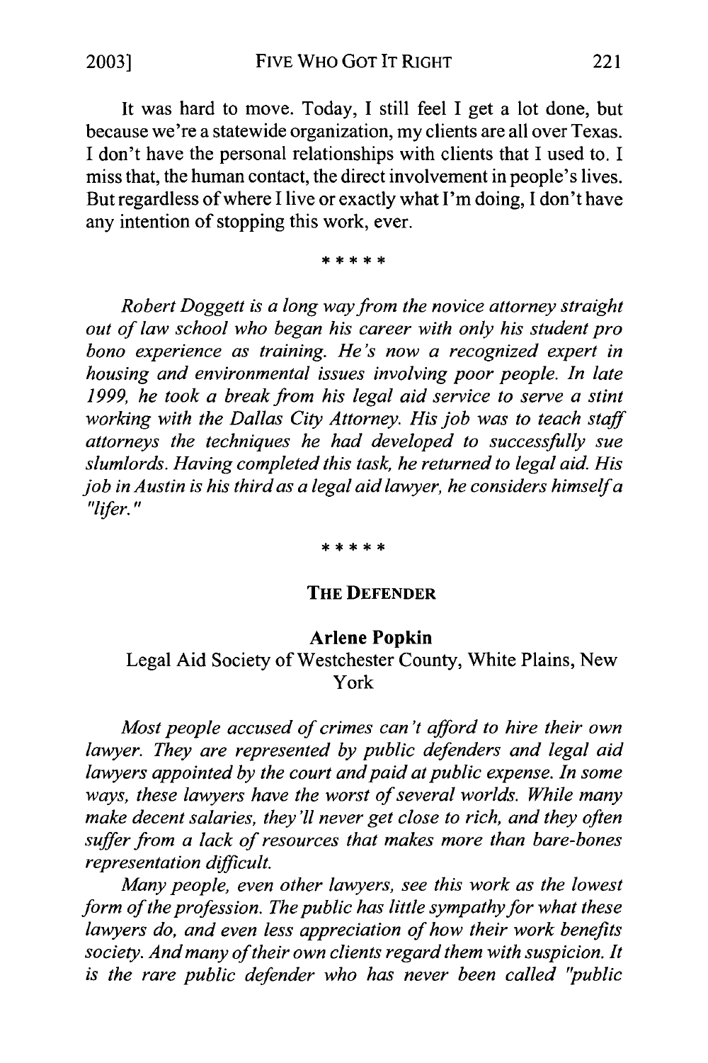It was hard to move. Today, I still feel I get a lot done, but because we're a statewide organization, my clients are all over Texas. I don't have the personal relationships with clients that I used to. I miss that, the human contact, the direct involvement in people's lives. But regardless of where I live or exactly what I'm doing, I don't have any intention of stopping this work, ever.

\* \* \* \* \*

*Robert Doggett is a long way from the novice attorney straight out of law school who began his career with only his student pro bono experience as training. He's now a recognized expert in housing and environmental issues involving poor people. In late 1999, he took a break from his legal aid service to serve a stint working with the Dallas City Attorney. His job was to teach staff attorneys the techniques he had developed to successfully sue slumlords. Having completed this task, he returned to legal aid. His job in Austin is his third as a legal aid lawyer, he considers himself a "lifer."*

\* \* \* \* \*

## THE DEFENDER

### Arlene Popkin

Legal Aid Society of Westchester County, White Plains, New York

*Most people accused of crimes can't afford to hire their own lawyer. They are represented by public defenders and legal aid lawyers appointed by the court and paid at public expense. In some ways, these lawyers have the worst of several worlds. While many make decent salaries, they'll never get close to rich, and they often suffer from a lack of resources that makes more than bare-bones representation difficult.*

*Many people, even other lawyers, see this work as the lowest form of the profession. The public has little sympathy for what these lawyers do, and even less appreciation of how their work benefits society. And many of their own clients regard them with suspicion. It is the rare public defender who has never been called "public*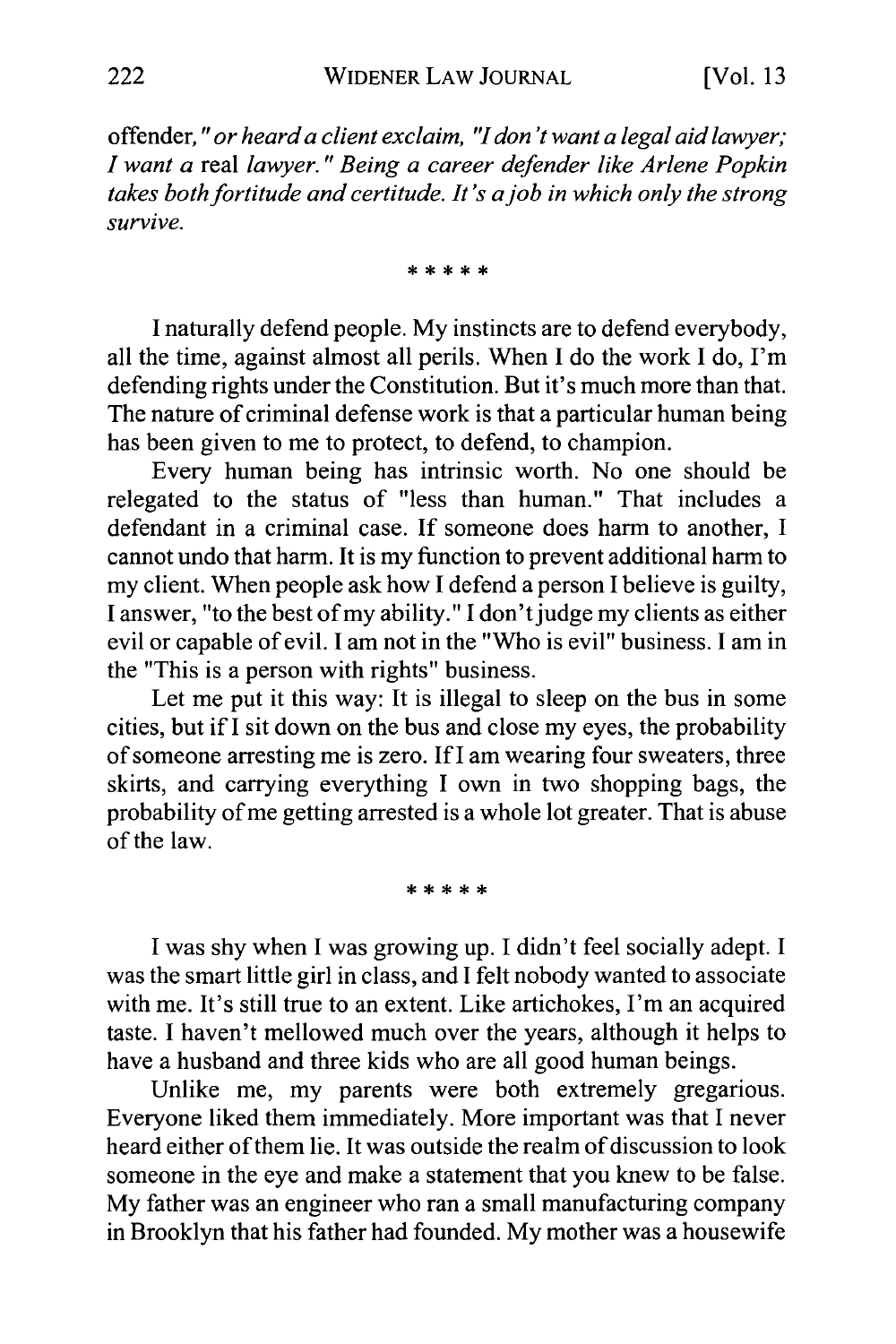offender," *or heard a client exclaim, "I don't want a legal aid lawyer; I want a* real *lawyer." Being a career defender like Arlene Popkin takes both fortitude and certitude. It's a job in which only the strong survive.*

\* \* \* \* \*

I naturally defend people. My instincts are to defend everybody, all the time, against almost all perils. When I do the work I do, I'm defending rights under the Constitution. But it's much more than that. The nature of criminal defense work is that a particular human being has been given to me to protect, to defend, to champion.

Every human being has intrinsic worth. No one should be relegated to the status of "less than human." That includes a defendant in a criminal case. If someone does harm to another, I cannot undo that harm. It is my function to prevent additional harm to my client. When people ask how I defend a person I believe is guilty, I answer, "to the best of my ability." I don't judge my clients as either evil or capable of evil. I am not in the "Who is evil" business. I am in the "This is a person with rights" business.

Let me put it this way: It is illegal to sleep on the bus in some cities, but if I sit down on the bus and close my eyes, the probability of someone arresting me is zero. If I am wearing four sweaters, three skirts, and carrying everything I own in two shopping bags, the probability of me getting arrested is a whole lot greater. That is abuse of the law.

\* \* \* \* \*

I was shy when I was growing up. I didn't feel socially adept. I was the smart little girl in class, and I felt nobody wanted to associate with me. It's still true to an extent. Like artichokes, I'm an acquired taste. I haven't mellowed much over the years, although it helps to have a husband and three kids who are all good human beings.

Unlike me, my parents were both extremely gregarious. Everyone liked them immediately. More important was that I never heard either of them lie. It was outside the realm of discussion to look someone in the eye and make a statement that you knew to be false. My father was an engineer who ran a small manufacturing company in Brooklyn that his father had founded. My mother was a housewife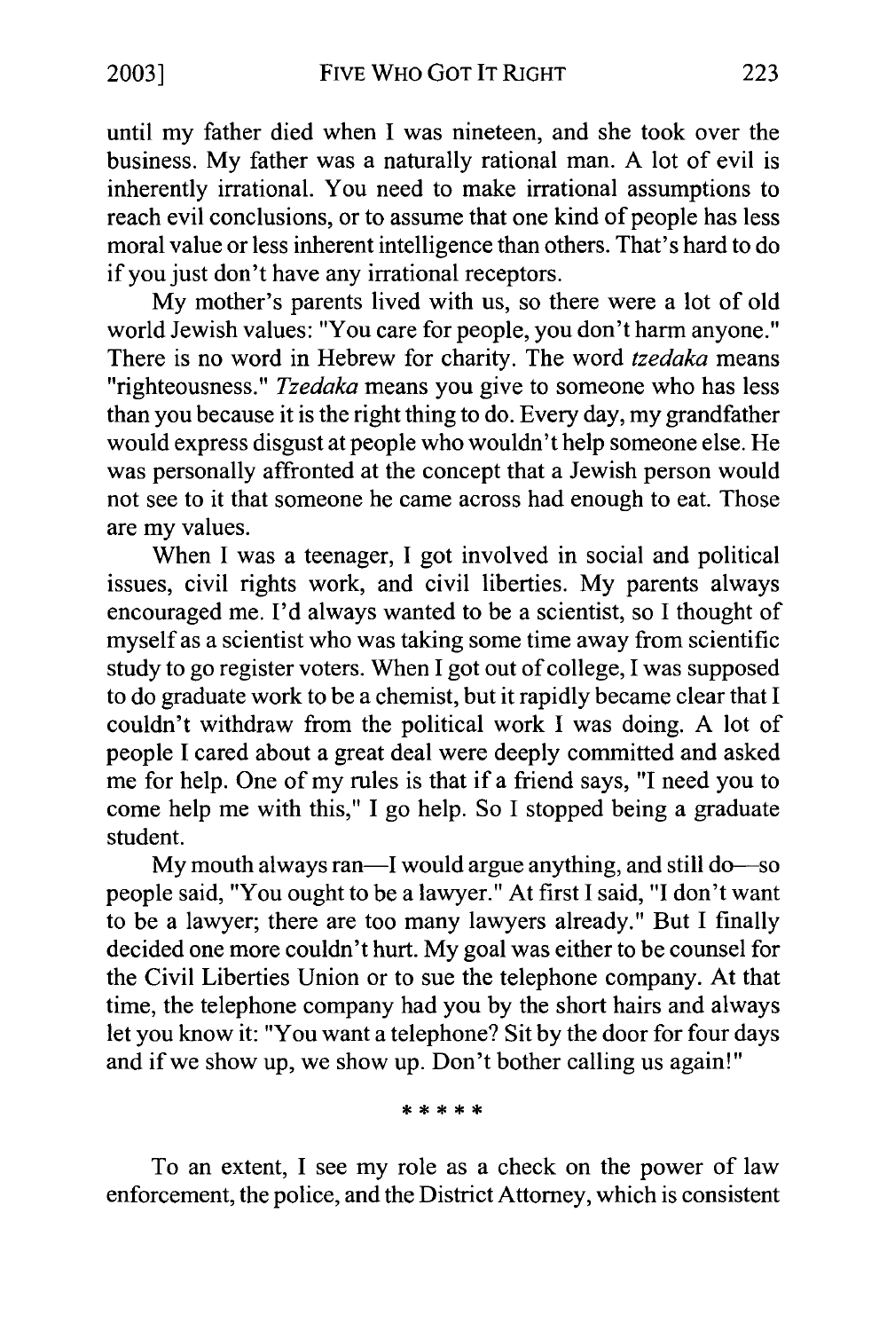until my father died when I was nineteen, and she took over the business. My father was a naturally rational man. A lot of evil is inherently irrational. You need to make irrational assumptions to reach evil conclusions, or to assume that one kind of people has less moral value or less inherent intelligence than others. That's hard to do if you just don't have any irrational receptors.

My mother's parents lived with us, so there were a lot of old world Jewish values: "You care for people, you don't harm anyone." There is no word in Hebrew for charity. The word *tzedaka* means "righteousness." *Tzedaka* means you give to someone who has less than you because it is the right thing to do. Every day, my grandfather would express disgust at people who wouldn't help someone else. He was personally affronted at the concept that a Jewish person would not see to it that someone he came across had enough to eat. Those are my values.

When I was a teenager, I got involved in social and political issues, civil rights work, and civil liberties. My parents always encouraged me. I'd always wanted to be a scientist, so I thought of myself as a scientist who was taking some time away from scientific study to go register voters. When I got out of college, I was supposed to do graduate work to be a chemist, but it rapidly became clear that I couldn't withdraw from the political work I was doing. A lot of people I cared about a great deal were deeply committed and asked me for help. One of my rules is that if a friend says, "I need you to come help me with this," I go help. So I stopped being a graduate student.

My mouth always ran—I would argue anything, and still do—so people said, "You ought to be a lawyer." At first I said, "I don't want to be a lawyer; there are too many lawyers already." But I finally decided one more couldn't hurt. My goal was either to be counsel for the Civil Liberties Union or to sue the telephone company. At that time, the telephone company had you by the short hairs and always let you know it: "You want a telephone? Sit by the door for four days and if we show up, we show up. Don't bother calling us again!"

\* \* \* \* \*

To an extent, I see my role as a check on the power of law enforcement, the police, and the District Attorney, which is consistent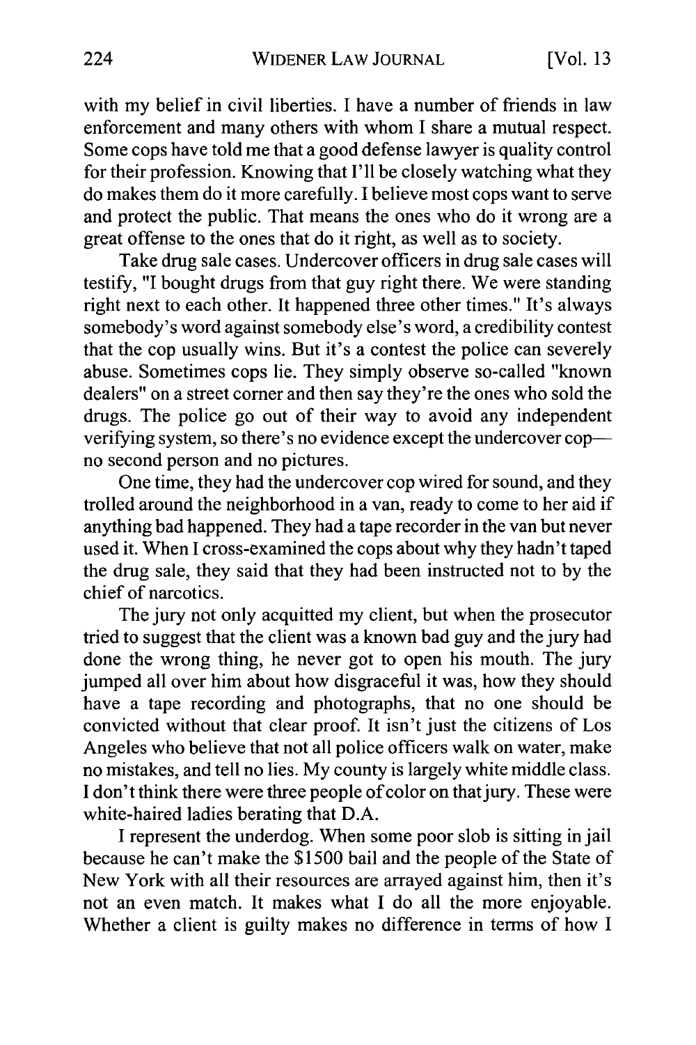with my belief in civil liberties. I have a number of friends in law enforcement and many others with whom I share a mutual respect. Some cops have told me that a good defense lawyer is quality control for their profession. Knowing that I'll be closely watching what they do makes them do it more carefully. I believe most cops want to serve and protect the public. That means the ones who do it wrong are a great offense to the ones that do it right, as well as to society.

Take drug sale cases. Undercover officers in drug sale cases will testify, "I bought drugs from that guy right there. We were standing right next to each other. It happened three other times." It's always somebody's word against somebody else's word, a credibility contest that the cop usually wins. But it's a contest the police can severely abuse. Sometimes cops lie. They simply observe so-called "known dealers" on a street corner and then say they're the ones who sold the drugs. The police go out of their way to avoid any independent verifying system, so there's no evidence except the undercover cop—no second person and no pictures.

One time, they had the undercover cop wired for sound, and they trolled around the neighborhood in a van, ready to come to her aid if anything bad happened. They had a tape recorder in the van but never used it. When I cross-examined the cops about why they hadn't taped the drug sale, they said that they had been instructed not to by the chief of narcotics.

The jury not only acquitted my client, but when the prosecutor tried to suggest that the client was a known bad guy and the jury had done the wrong thing, he never got to open his mouth. The jury jumped all over him about how disgraceful it was, how they should have a tape recording and photographs, that no one should be convicted without that clear proof. It isn't just the citizens of Los Angeles who believe that not all police officers walk on water, make no mistakes, and tell no lies. My county is largely white middle class. I don't think there were three people of color on that jury. These were white-haired ladies berating that D.A.

I represent the underdog. When some poor slob is sitting in jail because he can't make the $1500 bail and the people of the State of New York with all their resources are arrayed against him, then it's not an even match. It makes what I do all the more enjoyable. Whether a client is guilty makes no difference in terms of how I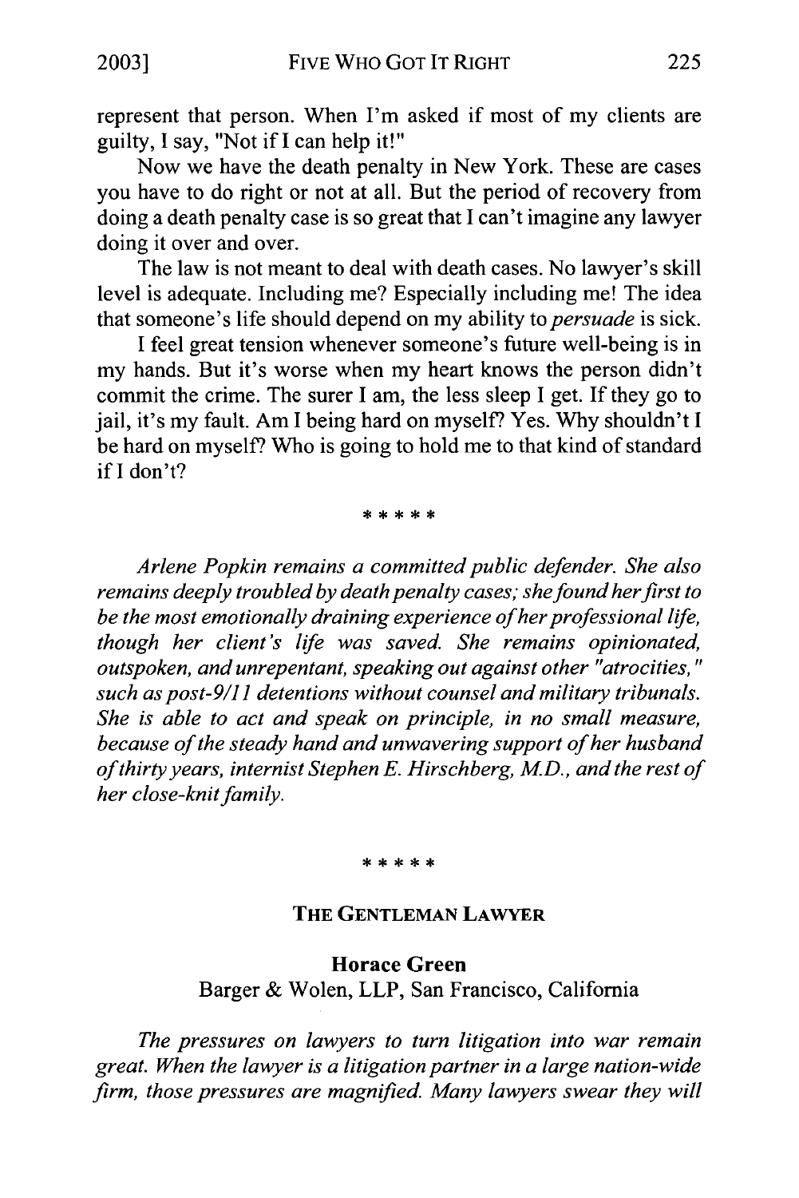represent that person. When I'm asked if most of my clients are guilty, I say, "Not if I can help it!"

Now we have the death penalty in New York. These are cases you have to do right or not at all. But the period of recovery from doing a death penalty case is so great that I can't imagine any lawyer doing it over and over.

The law is not meant to deal with death cases. No lawyer's skill level is adequate. Including me? Especially including me! The idea that someone's life should depend on my ability to *persuade* is sick.

I feel great tension whenever someone's future well-being is in my hands. But it's worse when my heart knows the person didn't commit the crime. The surer I am, the less sleep I get. If they go to jail, it's my fault. Am I being hard on myself? Yes. Why shouldn't I be hard on myself? Who is going to hold me to that kind of standard if I don't?

\* \* \* \* \*

*Arlene Popkin remains a committed public defender. She also remains deeply troubled by death penalty cases; she found her first to be the most emotionally draining experience of her professional life, though her client's life was saved. She remains opinionated, outspoken, and unrepentant, speaking out against other "atrocities," such as post-9/11 detentions without counsel and military tribunals. She is able to act and speak on principle, in no small measure, because of the steady hand and unwavering support of her husband of thirty years, internist Stephen E. Hirschberg, M.D., and the rest of her close-knit family.*

\* \* \* \* \*

### THE GENTLEMAN LAWYER

**Horace Green**
Barger & Wolen, LLP, San Francisco, California

*The pressures on lawyers to turn litigation into war remain great. When the lawyer is a litigation partner in a large nation-wide firm, those pressures are magnified. Many lawyers swear they will*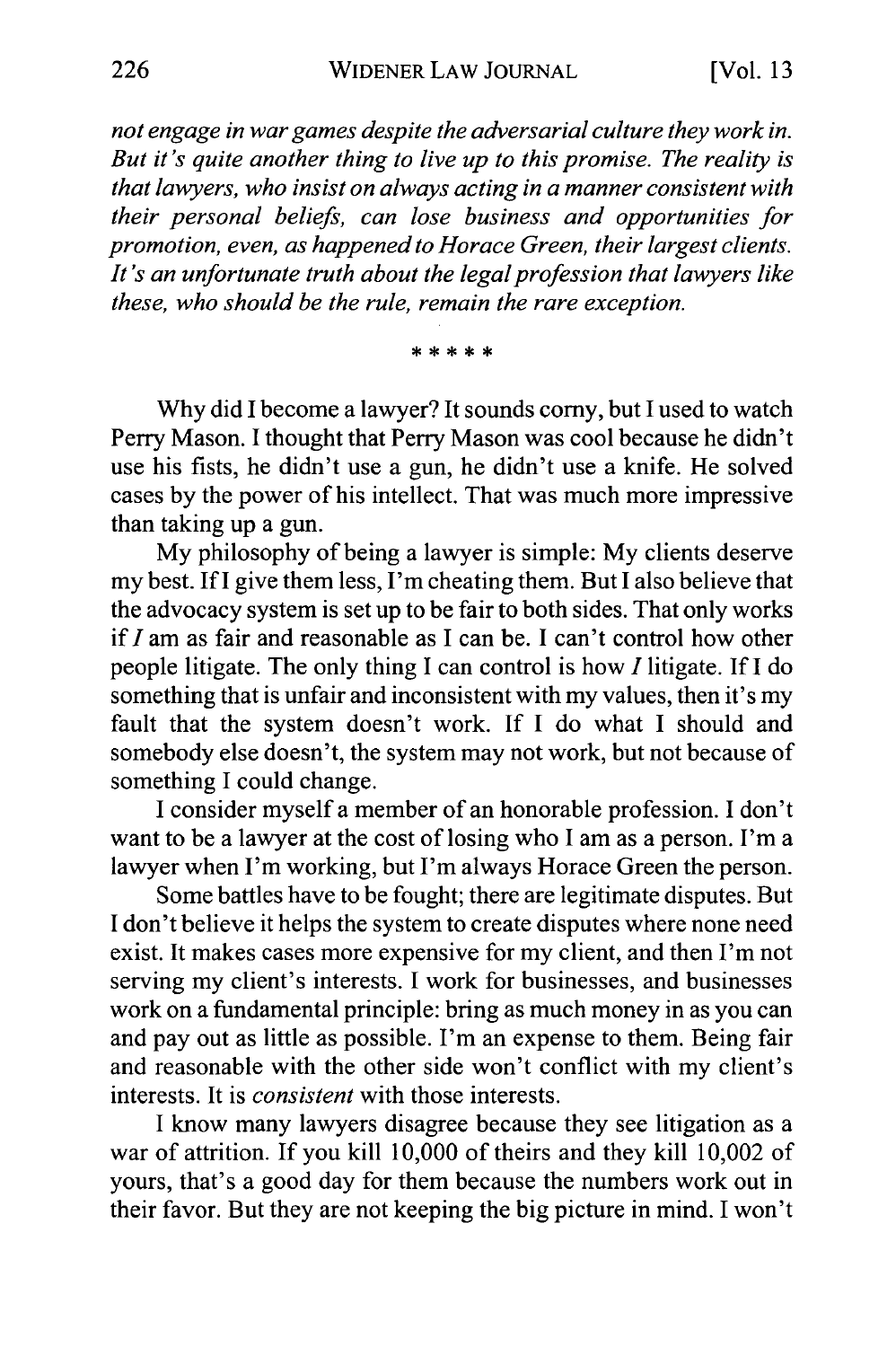*not engage in war games despite the adversarial culture they work in. But it's quite another thing to live up to this promise. The reality is that lawyers, who insist on always acting in a manner consistent with their personal beliefs, can lose business and opportunities for promotion, even, as happened to Horace Green, their largest clients. It's an unfortunate truth about the legal profession that lawyers like these, who should be the rule, remain the rare exception.*

\* \* \* \* \*

Why did I become a lawyer? It sounds corny, but I used to watch Perry Mason. I thought that Perry Mason was cool because he didn't use his fists, he didn't use a gun, he didn't use a knife. He solved cases by the power of his intellect. That was much more impressive than taking up a gun.

My philosophy of being a lawyer is simple: My clients deserve my best. If I give them less, I'm cheating them. But I also believe that the advocacy system is set up to be fair to both sides. That only works if *I* am as fair and reasonable as I can be. I can't control how other people litigate. The only thing I can control is how *I* litigate. If I do something that is unfair and inconsistent with my values, then it's my fault that the system doesn't work. If I do what I should and somebody else doesn't, the system may not work, but not because of something I could change.

I consider myself a member of an honorable profession. I don't want to be a lawyer at the cost of losing who I am as a person. I'm a lawyer when I'm working, but I'm always Horace Green the person.

Some battles have to be fought; there are legitimate disputes. But I don't believe it helps the system to create disputes where none need exist. It makes cases more expensive for my client, and then I'm not serving my client's interests. I work for businesses, and businesses work on a fundamental principle: bring as much money in as you can and pay out as little as possible. I'm an expense to them. Being fair and reasonable with the other side won't conflict with my client's interests. It is *consistent* with those interests.

I know many lawyers disagree because they see litigation as a war of attrition. If you kill 10,000 of theirs and they kill 10,002 of yours, that's a good day for them because the numbers work out in their favor. But they are not keeping the big picture in mind. I won't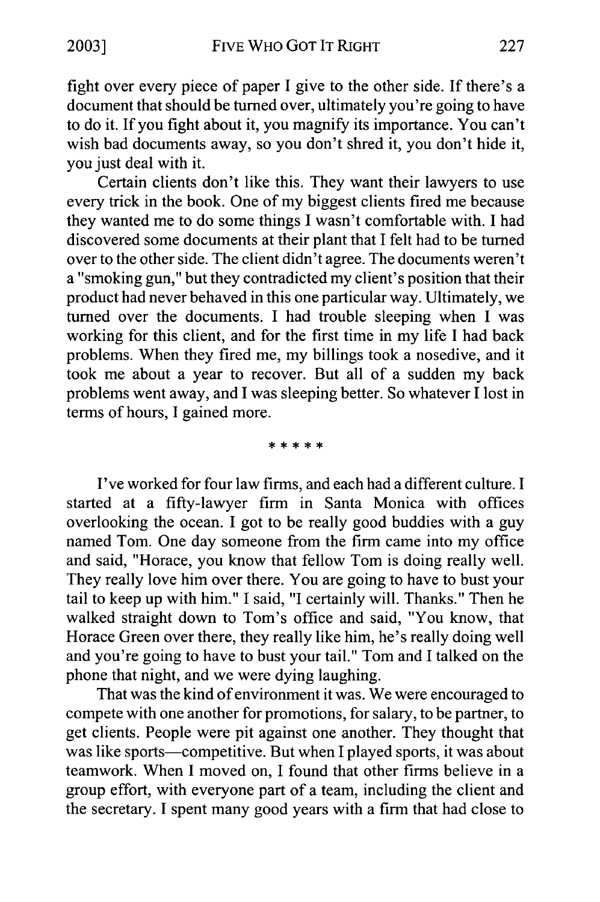fight over every piece of paper I give to the other side. If there's a document that should be turned over, ultimately you're going to have to do it. If you fight about it, you magnify its importance. You can't wish bad documents away, so you don't shred it, you don't hide it, you just deal with it.

Certain clients don't like this. They want their lawyers to use every trick in the book. One of my biggest clients fired me because they wanted me to do some things I wasn't comfortable with. I had discovered some documents at their plant that I felt had to be turned over to the other side. The client didn't agree. The documents weren't a "smoking gun," but they contradicted my client's position that their product had never behaved in this one particular way. Ultimately, we turned over the documents. I had trouble sleeping when I was working for this client, and for the first time in my life I had back problems. When they fired me, my billings took a nosedive, and it took me about a year to recover. But all of a sudden my back problems went away, and I was sleeping better. So whatever I lost in terms of hours, I gained more.

\* \* \* \* \*

I've worked for four law firms, and each had a different culture. I started at a fifty-lawyer firm in Santa Monica with offices overlooking the ocean. I got to be really good buddies with a guy named Tom. One day someone from the firm came into my office and said, "Horace, you know that fellow Tom is doing really well. They really love him over there. You are going to have to bust your tail to keep up with him." I said, "I certainly will. Thanks." Then he walked straight down to Tom's office and said, "You know, that Horace Green over there, they really like him, he's really doing well and you're going to have to bust your tail." Tom and I talked on the phone that night, and we were dying laughing.

That was the kind of environment it was. We were encouraged to compete with one another for promotions, for salary, to be partner, to get clients. People were pit against one another. They thought that was like sports—competitive. But when I played sports, it was about teamwork. When I moved on, I found that other firms believe in a group effort, with everyone part of a team, including the client and the secretary. I spent many good years with a firm that had close to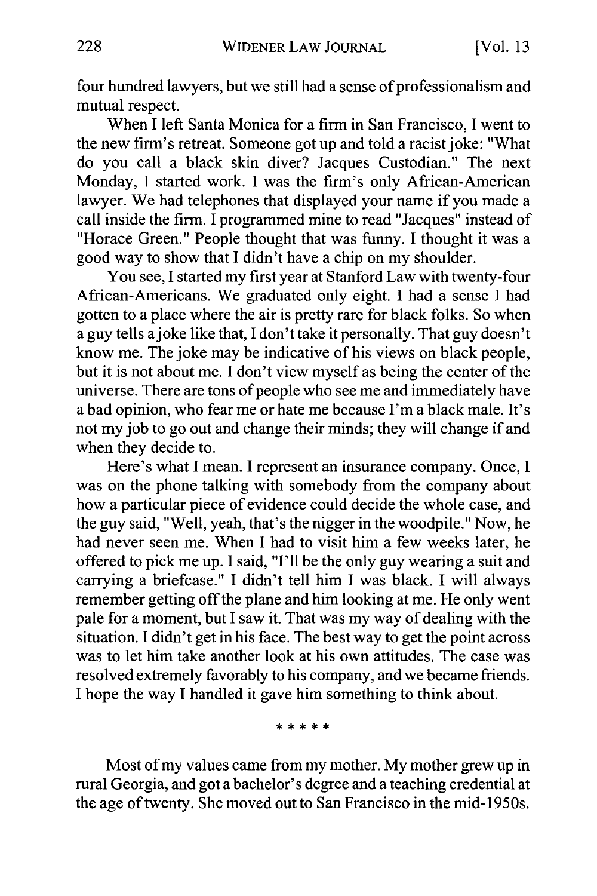four hundred lawyers, but we still had a sense of professionalism and mutual respect.

When I left Santa Monica for a firm in San Francisco, I went to the new firm's retreat. Someone got up and told a racist joke: "What do you call a black skin diver? Jacques Custodian." The next Monday, I started work. I was the firm's only African-American lawyer. We had telephones that displayed your name if you made a call inside the firm. I programmed mine to read "Jacques" instead of "Horace Green." People thought that was funny. I thought it was a good way to show that I didn't have a chip on my shoulder.

You see, I started my first year at Stanford Law with twenty-four African-Americans. We graduated only eight. I had a sense I had gotten to a place where the air is pretty rare for black folks. So when a guy tells a joke like that, I don't take it personally. That guy doesn't know me. The joke may be indicative of his views on black people, but it is not about me. I don't view myself as being the center of the universe. There are tons of people who see me and immediately have a bad opinion, who fear me or hate me because I'm a black male. It's not my job to go out and change their minds; they will change if and when they decide to.

Here's what I mean. I represent an insurance company. Once, I was on the phone talking with somebody from the company about how a particular piece of evidence could decide the whole case, and the guy said, "Well, yeah, that's the nigger in the woodpile." Now, he had never seen me. When I had to visit him a few weeks later, he offered to pick me up. I said, "I'll be the only guy wearing a suit and carrying a briefcase." I didn't tell him I was black. I will always remember getting off the plane and him looking at me. He only went pale for a moment, but I saw it. That was my way of dealing with the situation. I didn't get in his face. The best way to get the point across was to let him take another look at his own attitudes. The case was resolved extremely favorably to his company, and we became friends. I hope the way I handled it gave him something to think about.

\* \* \* \* \*

Most of my values came from my mother. My mother grew up in rural Georgia, and got a bachelor's degree and a teaching credential at the age of twenty. She moved out to San Francisco in the mid-1950s.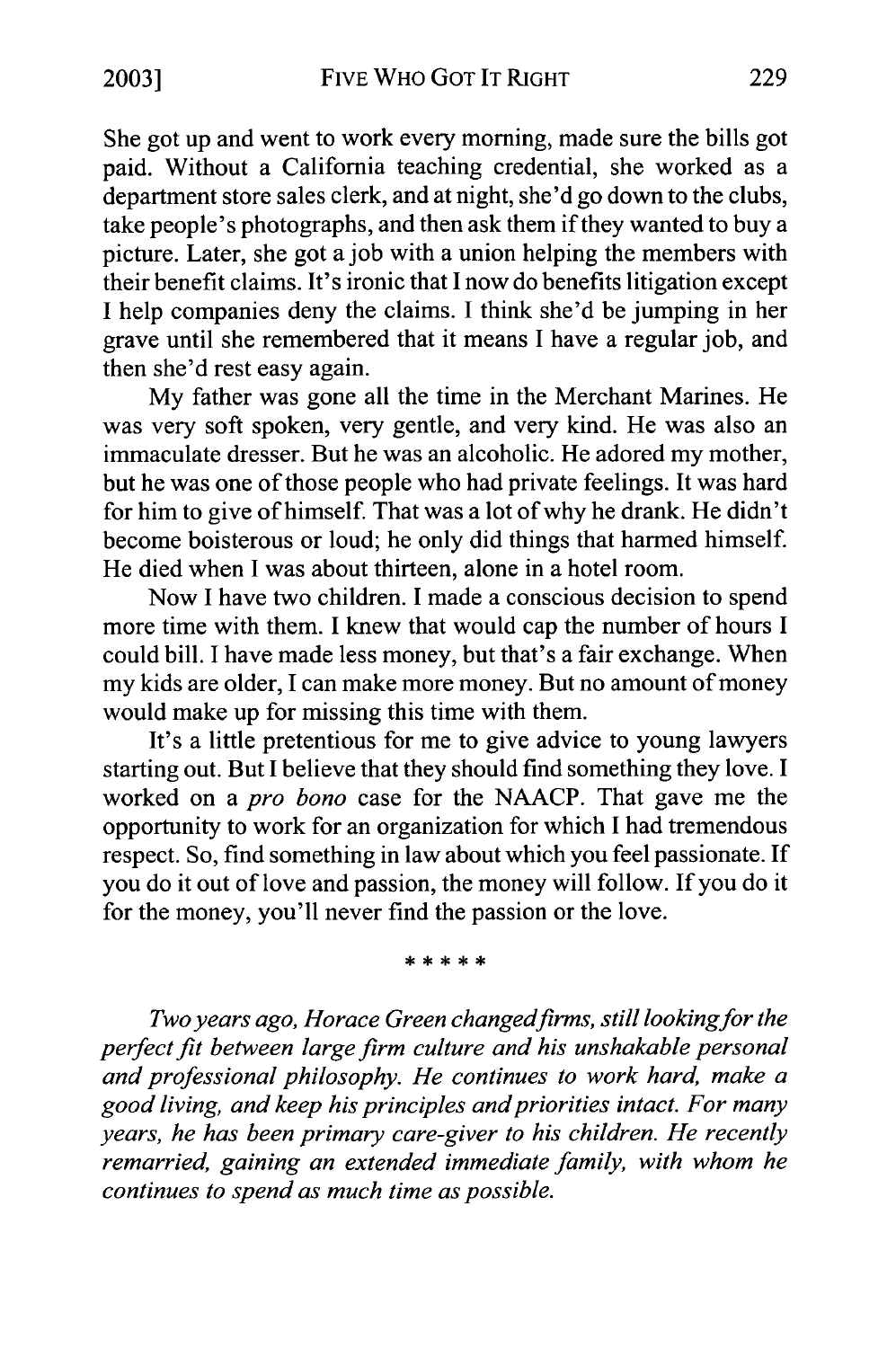She got up and went to work every morning, made sure the bills got paid. Without a California teaching credential, she worked as a department store sales clerk, and at night, she'd go down to the clubs, take people's photographs, and then ask them if they wanted to buy a picture. Later, she got a job with a union helping the members with their benefit claims. It's ironic that I now do benefits litigation except I help companies deny the claims. I think she'd be jumping in her grave until she remembered that it means I have a regular job, and then she'd rest easy again.

My father was gone all the time in the Merchant Marines. He was very soft spoken, very gentle, and very kind. He was also an immaculate dresser. But he was an alcoholic. He adored my mother, but he was one of those people who had private feelings. It was hard for him to give of himself. That was a lot of why he drank. He didn't become boisterous or loud; he only did things that harmed himself. He died when I was about thirteen, alone in a hotel room.

Now I have two children. I made a conscious decision to spend more time with them. I knew that would cap the number of hours I could bill. I have made less money, but that's a fair exchange. When my kids are older, I can make more money. But no amount of money would make up for missing this time with them.

It's a little pretentious for me to give advice to young lawyers starting out. But I believe that they should find something they love. I worked on a *pro bono* case for the NAACP. That gave me the opportunity to work for an organization for which I had tremendous respect. So, find something in law about which you feel passionate. If you do it out of love and passion, the money will follow. If you do it for the money, you'll never find the passion or the love.

\* \* \* \* \*

*Two years ago, Horace Green changed firms, still looking for the perfect fit between large firm culture and his unshakable personal and professional philosophy. He continues to work hard, make a good living, and keep his principles and priorities intact. For many years, he has been primary care-giver to his children. He recently remarried, gaining an extended immediate family, with whom he continues to spend as much time as possible.*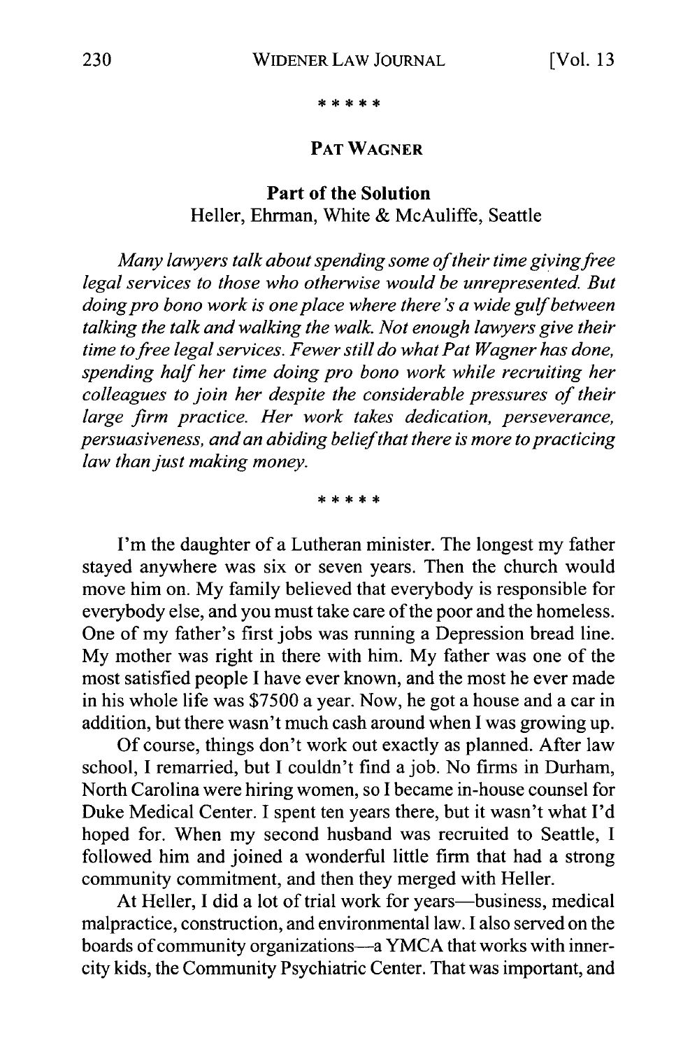\* \* \* \* \*

## PAT WAGNER

### Part of the Solution

Heller, Ehrman, White & McAuliffe, Seattle

*Many lawyers talk about spending some of their time giving free legal services to those who otherwise would be unrepresented. But doing pro bono work is one place where there's a wide gulf between talking the talk and walking the walk. Not enough lawyers give their time to free legal services. Fewer still do what Pat Wagner has done, spending half her time doing pro bono work while recruiting her colleagues to join her despite the considerable pressures of their large firm practice. Her work takes dedication, perseverance, persuasiveness, and an abiding belief that there is more to practicing law than just making money.*

\* \* \* \* \*

I'm the daughter of a Lutheran minister. The longest my father stayed anywhere was six or seven years. Then the church would move him on. My family believed that everybody is responsible for everybody else, and you must take care of the poor and the homeless. One of my father's first jobs was running a Depression bread line. My mother was right in there with him. My father was one of the most satisfied people I have ever known, and the most he ever made in his whole life was $7500 a year. Now, he got a house and a car in addition, but there wasn't much cash around when I was growing up.

Of course, things don't work out exactly as planned. After law school, I remarried, but I couldn't find a job. No firms in Durham, North Carolina were hiring women, so I became in-house counsel for Duke Medical Center. I spent ten years there, but it wasn't what I'd hoped for. When my second husband was recruited to Seattle, I followed him and joined a wonderful little firm that had a strong community commitment, and then they merged with Heller.

At Heller, I did a lot of trial work for years—business, medical malpractice, construction, and environmental law. I also served on the boards of community organizations—a YMCA that works with inner-city kids, the Community Psychiatric Center. That was important, and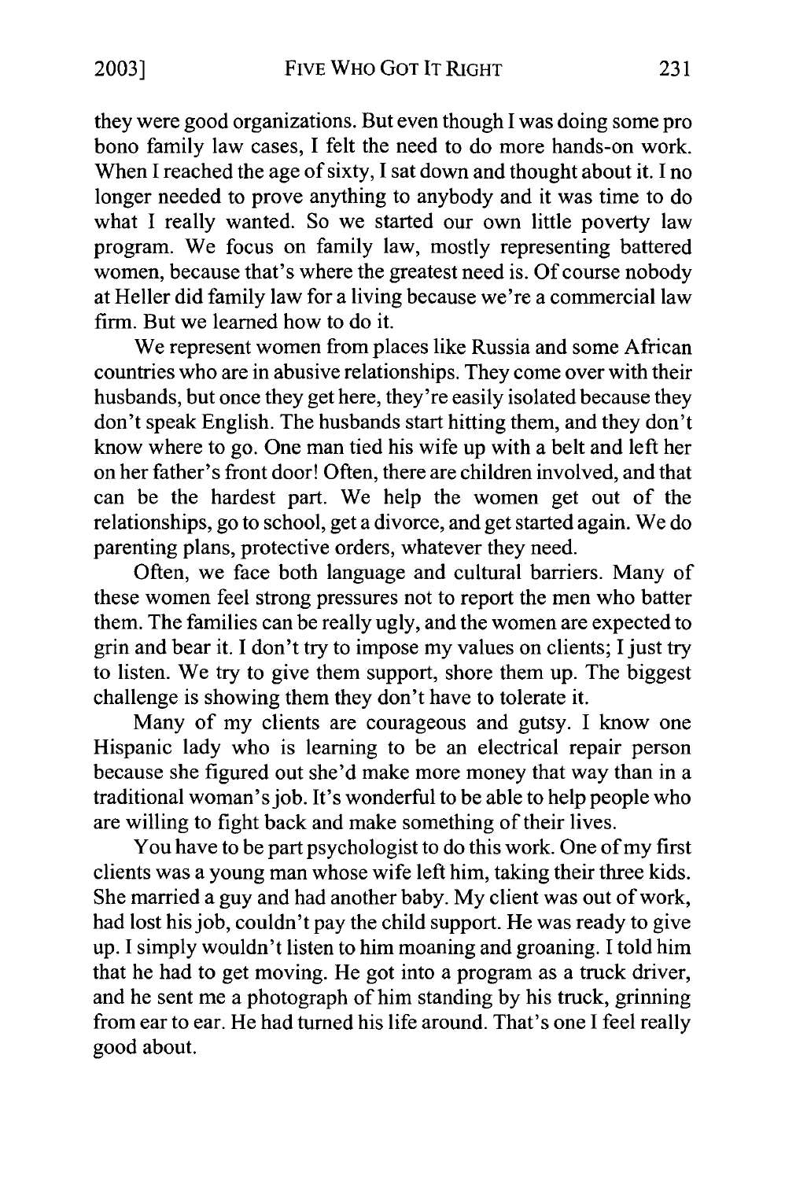they were good organizations. But even though I was doing some pro bono family law cases, I felt the need to do more hands-on work. When I reached the age of sixty, I sat down and thought about it. I no longer needed to prove anything to anybody and it was time to do what I really wanted. So we started our own little poverty law program. We focus on family law, mostly representing battered women, because that's where the greatest need is. Of course nobody at Heller did family law for a living because we're a commercial law firm. But we learned how to do it.

We represent women from places like Russia and some African countries who are in abusive relationships. They come over with their husbands, but once they get here, they're easily isolated because they don't speak English. The husbands start hitting them, and they don't know where to go. One man tied his wife up with a belt and left her on her father's front door! Often, there are children involved, and that can be the hardest part. We help the women get out of the relationships, go to school, get a divorce, and get started again. We do parenting plans, protective orders, whatever they need.

Often, we face both language and cultural barriers. Many of these women feel strong pressures not to report the men who batter them. The families can be really ugly, and the women are expected to grin and bear it. I don't try to impose my values on clients; I just try to listen. We try to give them support, shore them up. The biggest challenge is showing them they don't have to tolerate it.

Many of my clients are courageous and gutsy. I know one Hispanic lady who is learning to be an electrical repair person because she figured out she'd make more money that way than in a traditional woman's job. It's wonderful to be able to help people who are willing to fight back and make something of their lives.

You have to be part psychologist to do this work. One of my first clients was a young man whose wife left him, taking their three kids. She married a guy and had another baby. My client was out of work, had lost his job, couldn't pay the child support. He was ready to give up. I simply wouldn't listen to him moaning and groaning. I told him that he had to get moving. He got into a program as a truck driver, and he sent me a photograph of him standing by his truck, grinning from ear to ear. He had turned his life around. That's one I feel really good about.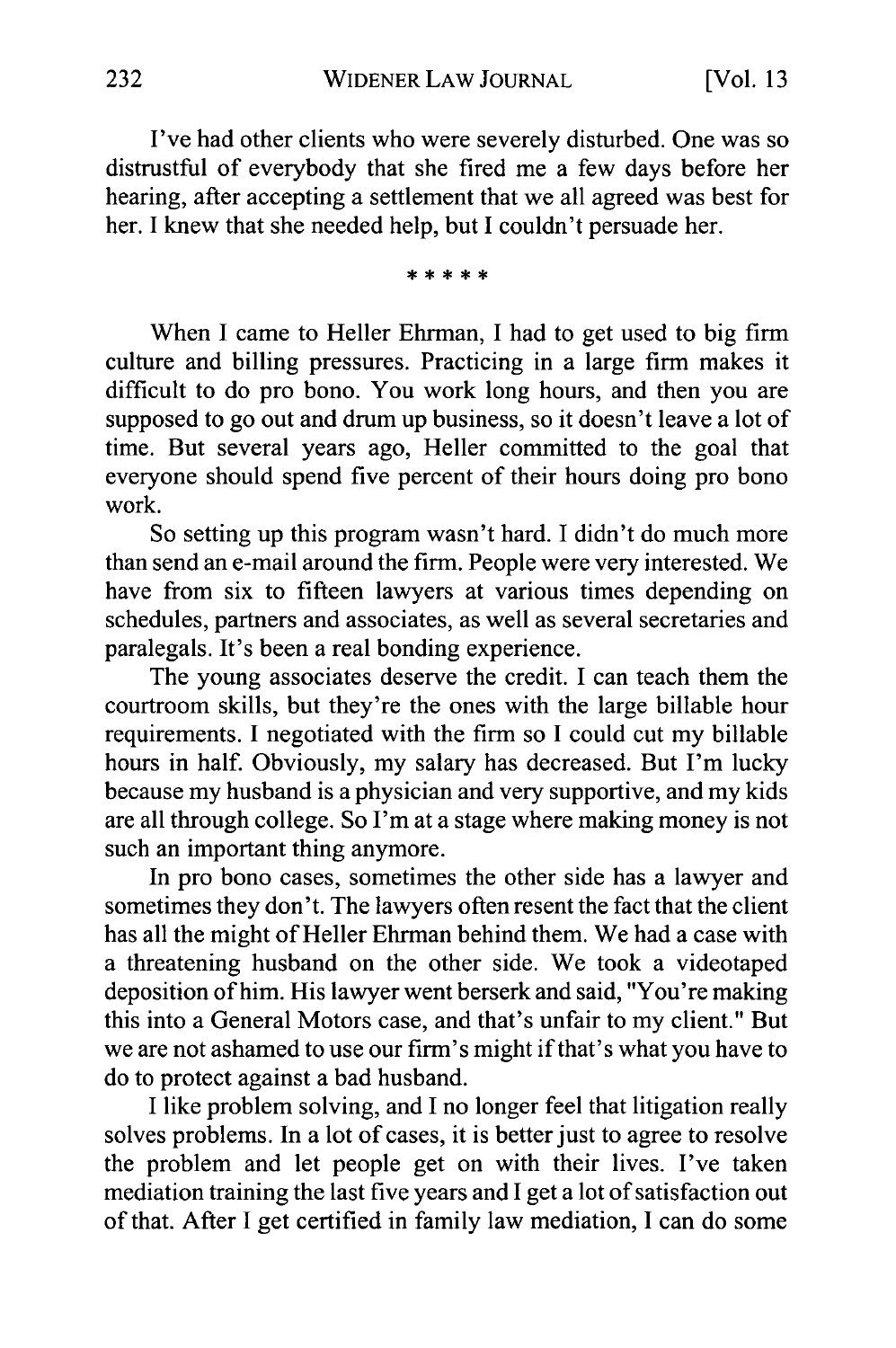I've had other clients who were severely disturbed. One was so distrustful of everybody that she fired me a few days before her hearing, after accepting a settlement that we all agreed was best for her. I knew that she needed help, but I couldn't persuade her.

\* \* \* \* \*

When I came to Heller Ehrman, I had to get used to big firm culture and billing pressures. Practicing in a large firm makes it difficult to do pro bono. You work long hours, and then you are supposed to go out and drum up business, so it doesn't leave a lot of time. But several years ago, Heller committed to the goal that everyone should spend five percent of their hours doing pro bono work.

So setting up this program wasn't hard. I didn't do much more than send an e-mail around the firm. People were very interested. We have from six to fifteen lawyers at various times depending on schedules, partners and associates, as well as several secretaries and paralegals. It's been a real bonding experience.

The young associates deserve the credit. I can teach them the courtroom skills, but they're the ones with the large billable hour requirements. I negotiated with the firm so I could cut my billable hours in half. Obviously, my salary has decreased. But I'm lucky because my husband is a physician and very supportive, and my kids are all through college. So I'm at a stage where making money is not such an important thing anymore.

In pro bono cases, sometimes the other side has a lawyer and sometimes they don't. The lawyers often resent the fact that the client has all the might of Heller Ehrman behind them. We had a case with a threatening husband on the other side. We took a videotaped deposition of him. His lawyer went berserk and said, "You're making this into a General Motors case, and that's unfair to my client." But we are not ashamed to use our firm's might if that's what you have to do to protect against a bad husband.

I like problem solving, and I no longer feel that litigation really solves problems. In a lot of cases, it is better just to agree to resolve the problem and let people get on with their lives. I've taken mediation training the last five years and I get a lot of satisfaction out of that. After I get certified in family law mediation, I can do some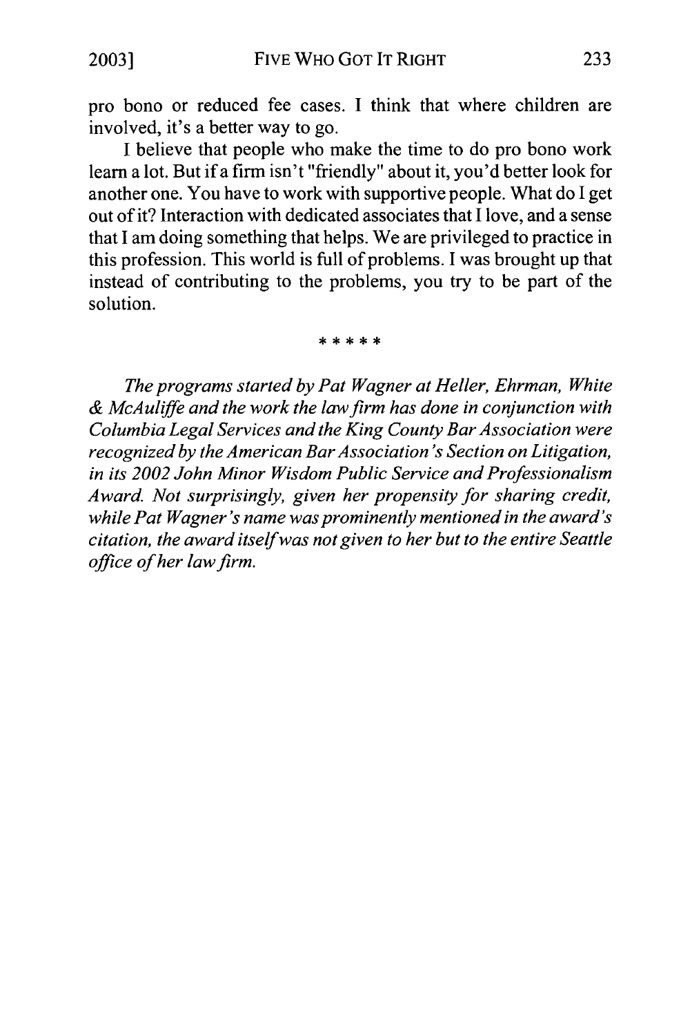pro bono or reduced fee cases. I think that where children are involved, it's a better way to go.

I believe that people who make the time to do pro bono work learn a lot. But if a firm isn't "friendly" about it, you'd better look for another one. You have to work with supportive people. What do I get out of it? Interaction with dedicated associates that I love, and a sense that I am doing something that helps. We are privileged to practice in this profession. This world is full of problems. I was brought up that instead of contributing to the problems, you try to be part of the solution.

\* \* \* \* \*

*The programs started by Pat Wagner at Heller, Ehrman, White & McAuliffe and the work the law firm has done in conjunction with Columbia Legal Services and the King County Bar Association were recognized by the American Bar Association's Section on Litigation, in its 2002 John Minor Wisdom Public Service and Professionalism Award. Not surprisingly, given her propensity for sharing credit, while Pat Wagner's name was prominently mentioned in the award's citation, the award itself was not given to her but to the entire Seattle office of her law firm.*